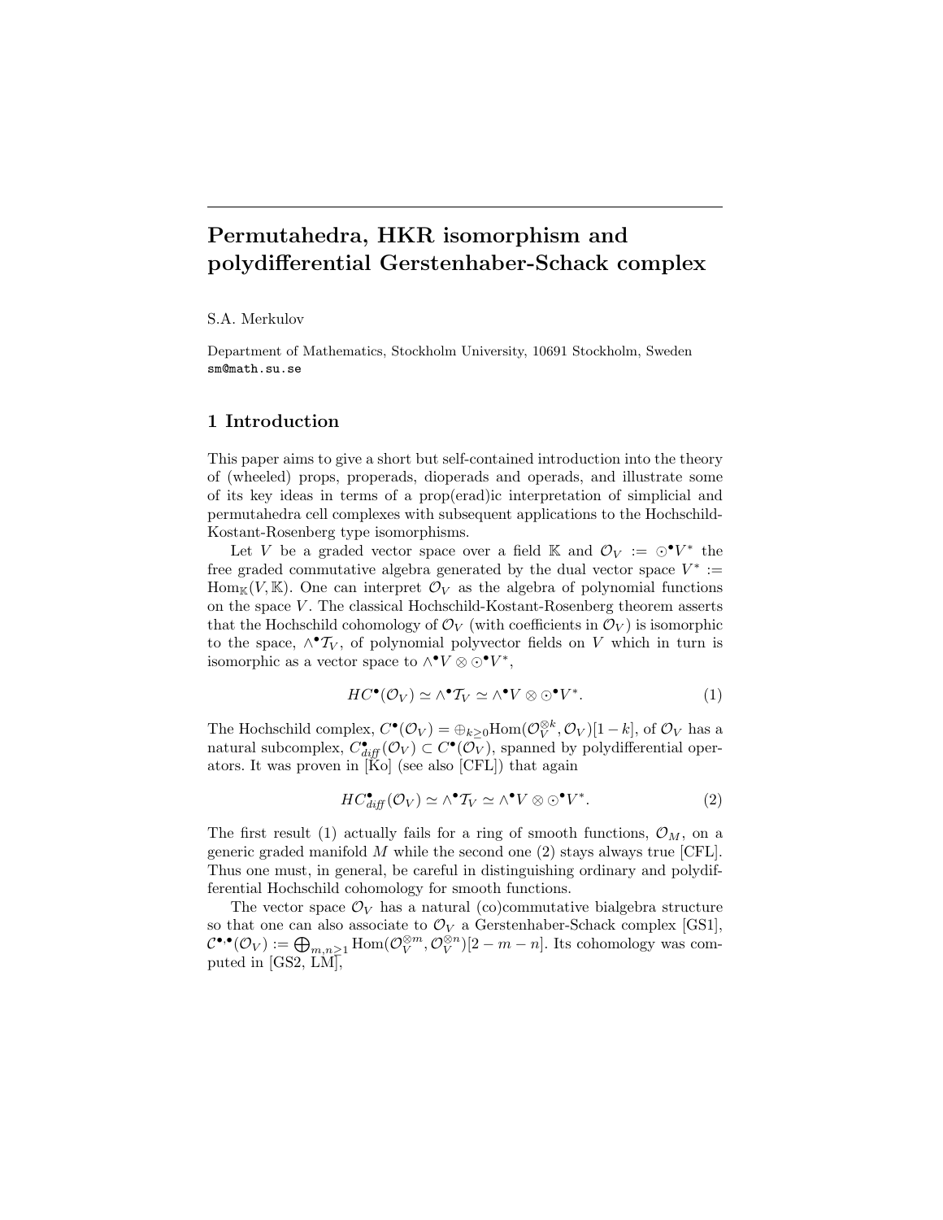# Permutahedra, HKR isomorphism and polydifferential Gerstenhaber-Schack complex

S.A. Merkulov

Department of Mathematics, Stockholm University, 10691 Stockholm, Sweden
sm@math.su.se

## 1 Introduction

This paper aims to give a short but self-contained introduction into the theory of (wheeled) props, properads, dioperads and operads, and illustrate some of its key ideas in terms of a prop(erad)ic interpretation of simplicial and permutahedra cell complexes with subsequent applications to the Hochschild-Kostant-Rosenberg type isomorphisms.

Let $V$ be a graded vector space over a field $\mathbb{K}$ and $\mathcal{O}_V := \odot^\bullet V^*$ the free graded commutative algebra generated by the dual vector space $V^* := \mathrm{Hom}_{\mathbb{K}}(V, \mathbb{K})$. One can interpret $\mathcal{O}_V$ as the algebra of polynomial functions on the space $V$. The classical Hochschild-Kostant-Rosenberg theorem asserts that the Hochschild cohomology of $\mathcal{O}_V$ (with coefficients in $\mathcal{O}_V$) is isomorphic to the space, $\wedge^\bullet \mathcal{T}_V$, of polynomial polyvector fields on $V$ which in turn is isomorphic as a vector space to $\wedge^\bullet V \otimes \odot^\bullet V^*$,

$$HC^\bullet(\mathcal{O}_V) \simeq \wedge^\bullet \mathcal{T}_V \simeq \wedge^\bullet V \otimes \odot^\bullet V^*. \tag{1}$$

The Hochschild complex, $C^\bullet(\mathcal{O}_V) = \oplus_{k\geq 0} \mathrm{Hom}(\mathcal{O}_V^{\otimes k}, \mathcal{O}_V)[1-k]$, of $\mathcal{O}_V$ has a natural subcomplex, $C^\bullet_{\mathit{diff}}(\mathcal{O}_V) \subset C^\bullet(\mathcal{O}_V)$, spanned by polydifferential operators. It was proven in [Ko] (see also [CFL]) that again

$$HC^\bullet_{\mathit{diff}}(\mathcal{O}_V) \simeq \wedge^\bullet \mathcal{T}_V \simeq \wedge^\bullet V \otimes \odot^\bullet V^*. \tag{2}$$

The first result (1) actually fails for a ring of smooth functions, $\mathcal{O}_M$, on a generic graded manifold $M$ while the second one (2) stays always true [CFL]. Thus one must, in general, be careful in distinguishing ordinary and polydifferential Hochschild cohomology for smooth functions.

The vector space $\mathcal{O}_V$ has a natural (co)commutative bialgebra structure so that one can also associate to $\mathcal{O}_V$ a Gerstenhaber-Schack complex [GS1], $\mathcal{C}^{\bullet,\bullet}(\mathcal{O}_V) := \bigoplus_{m,n\geq 1} \mathrm{Hom}(\mathcal{O}_V^{\otimes m}, \mathcal{O}_V^{\otimes n})[2-m-n]$. Its cohomology was computed in [GS2, LM],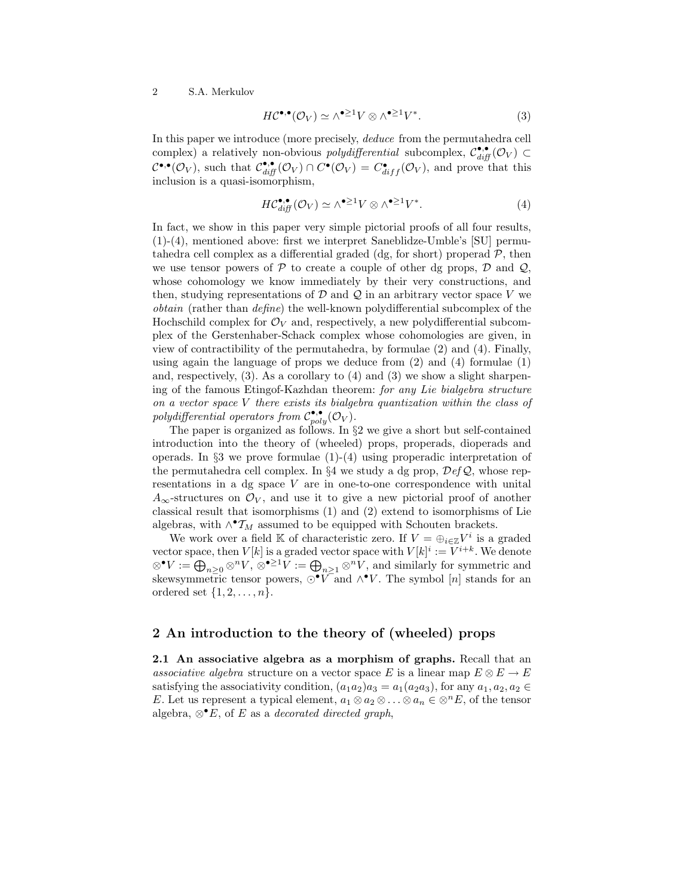$$HC^{\bullet,\bullet}(\mathcal{O}_V) \simeq \wedge^{\bullet\geq 1}V \otimes \wedge^{\bullet\geq 1}V^*. \tag{3}$$

In this paper we introduce (more precisely, *deduce* from the permutahedra cell complex) a relatively non-obvious *polydifferential* subcomplex, $\mathcal{C}^{\bullet,\bullet}_{diff}(\mathcal{O}_V) \subset \mathcal{C}^{\bullet,\bullet}(\mathcal{O}_V)$, such that $\mathcal{C}^{\bullet,\bullet}_{diff}(\mathcal{O}_V) \cap C^{\bullet}(\mathcal{O}_V) = C^{\bullet}_{diff}(\mathcal{O}_V)$, and prove that this inclusion is a quasi-isomorphism,

$$H\mathcal{C}^{\bullet,\bullet}_{diff}(\mathcal{O}_V) \simeq \wedge^{\bullet\geq 1}V \otimes \wedge^{\bullet\geq 1}V^*. \tag{4}$$

In fact, we show in this paper very simple pictorial proofs of all four results, (1)-(4), mentioned above: first we interpret Saneblidze-Umble's [SU] permutahedra cell complex as a differential graded (dg, for short) properad $\mathcal{P}$, then we use tensor powers of $\mathcal{P}$ to create a couple of other dg props, $\mathcal{D}$ and $\mathcal{Q}$, whose cohomology we know immediately by their very constructions, and then, studying representations of $\mathcal{D}$ and $\mathcal{Q}$ in an arbitrary vector space $V$ we *obtain* (rather than *define*) the well-known polydifferential subcomplex of the Hochschild complex for $\mathcal{O}_V$ and, respectively, a new polydifferential subcomplex of the Gerstenhaber-Schack complex whose cohomologies are given, in view of contractibility of the permutahedra, by formulae (2) and (4). Finally, using again the language of props we deduce from (2) and (4) formulae (1) and, respectively, (3). As a corollary to (4) and (3) we show a slight sharpening of the famous Etingof-Kazhdan theorem: *for any Lie bialgebra structure on a vector space $V$ there exists its bialgebra quantization within the class of polydifferential operators from $\mathcal{C}^{\bullet,\bullet}_{poly}(\mathcal{O}_V)$.*

The paper is organized as follows. In §2 we give a short but self-contained introduction into the theory of (wheeled) props, properads, dioperads and operads. In §3 we prove formulae (1)-(4) using properadic interpretation of the permutahedra cell complex. In §4 we study a dg prop, $\mathcal{D}ef\,\mathcal{Q}$, whose representations in a dg space $V$ are in one-to-one correspondence with unital $A_\infty$-structures on $\mathcal{O}_V$, and use it to give a new pictorial proof of another classical result that isomorphisms (1) and (2) extend to isomorphisms of Lie algebras, with $\wedge^{\bullet}\mathcal{T}_M$ assumed to be equipped with Schouten brackets.

We work over a field $\mathbb{K}$ of characteristic zero. If $V = \oplus_{i\in\mathbb{Z}}V^i$ is a graded vector space, then $V[k]$ is a graded vector space with $V[k]^i := V^{i+k}$. We denote $\otimes^{\bullet}V := \bigoplus_{n\geq 0}\otimes^n V$, $\otimes^{\bullet\geq 1}V := \bigoplus_{n\geq 1}\otimes^n V$, and similarly for symmetric and skewsymmetric tensor powers, $\odot^{\bullet}V$ and $\wedge^{\bullet}V$. The symbol $[n]$ stands for an ordered set $\{1, 2, \ldots, n\}$.

## 2 An introduction to the theory of (wheeled) props

**2.1 An associative algebra as a morphism of graphs.** Recall that an *associative algebra* structure on a vector space $E$ is a linear map $E \otimes E \to E$ satisfying the associativity condition, $(a_1a_2)a_3 = a_1(a_2a_3)$, for any $a_1, a_2, a_2 \in E$. Let us represent a typical element, $a_1 \otimes a_2 \otimes \ldots \otimes a_n \in \otimes^n E$, of the tensor algebra, $\otimes^{\bullet}E$, of $E$ as a *decorated directed graph*,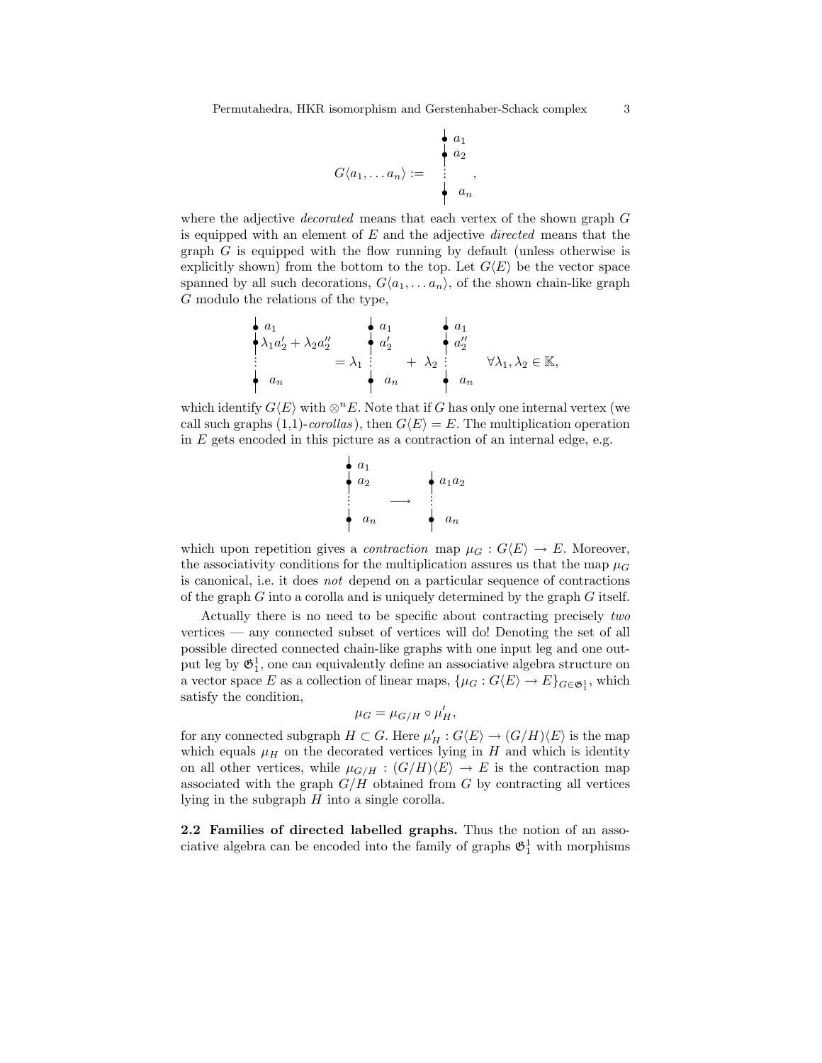$$G\langle a_1, \dots a_n\rangle := \begin{array}{c} \bullet\ a_1 \\ \bullet\ a_2 \\ \vdots \\ \bullet\ a_n \end{array},$$

where the adjective *decorated* means that each vertex of the shown graph $G$ is equipped with an element of $E$ and the adjective *directed* means that the graph $G$ is equipped with the flow running by default (unless otherwise is explicitly shown) from the bottom to the top. Let $G\langle E\rangle$ be the vector space spanned by all such decorations, $G\langle a_1, \dots a_n\rangle$, of the shown chain-like graph $G$ modulo the relations of the type,

$$\begin{array}{c} \bullet\ a_1 \\ \bullet\ \lambda_1 a_2' + \lambda_2 a_2'' \\ \vdots \\ \bullet\ a_n \end{array} = \lambda_1 \begin{array}{c} \bullet\ a_1 \\ \bullet\ a_2' \\ \vdots \\ \bullet\ a_n \end{array} + \lambda_2 \begin{array}{c} \bullet\ a_1 \\ \bullet\ a_2'' \\ \vdots \\ \bullet\ a_n \end{array} \quad \forall \lambda_1, \lambda_2 \in \mathbb{K},$$

which identify $G\langle E\rangle$ with $\otimes^n E$. Note that if $G$ has only one internal vertex (we call such graphs (1,1)-*corollas*), then $G\langle E\rangle = E$. The multiplication operation in $E$ gets encoded in this picture as a contraction of an internal edge, e.g.

$$\begin{array}{c} \bullet\ a_1 \\ \bullet\ a_2 \\ \vdots \\ \bullet\ a_n \end{array} \longrightarrow \begin{array}{c} \bullet\ a_1 a_2 \\ \vdots \\ \bullet\ a_n \end{array}$$

which upon repetition gives a *contraction* map $\mu_G : G\langle E\rangle \to E$. Moreover, the associativity conditions for the multiplication assures us that the map $\mu_G$ is canonical, i.e. it does *not* depend on a particular sequence of contractions of the graph $G$ into a corolla and is uniquely determined by the graph $G$ itself.

Actually there is no need to be specific about contracting precisely *two* vertices — any connected subset of vertices will do! Denoting the set of all possible directed connected chain-like graphs with one input leg and one output leg by $\mathfrak{G}_1^1$, one can equivalently define an associative algebra structure on a vector space $E$ as a collection of linear maps, $\{\mu_G : G\langle E\rangle \to E\}_{G\in\mathfrak{G}_1^1}$, which satisfy the condition,

$$\mu_G = \mu_{G/H} \circ \mu_H',$$

for any connected subgraph $H \subset G$. Here $\mu_H' : G\langle E\rangle \to (G/H)\langle E\rangle$ is the map which equals $\mu_H$ on the decorated vertices lying in $H$ and which is identity on all other vertices, while $\mu_{G/H} : (G/H)\langle E\rangle \to E$ is the contraction map associated with the graph $G/H$ obtained from $G$ by contracting all vertices lying in the subgraph $H$ into a single corolla.

**2.2 Families of directed labelled graphs.** Thus the notion of an associative algebra can be encoded into the family of graphs $\mathfrak{G}_1^1$ with morphisms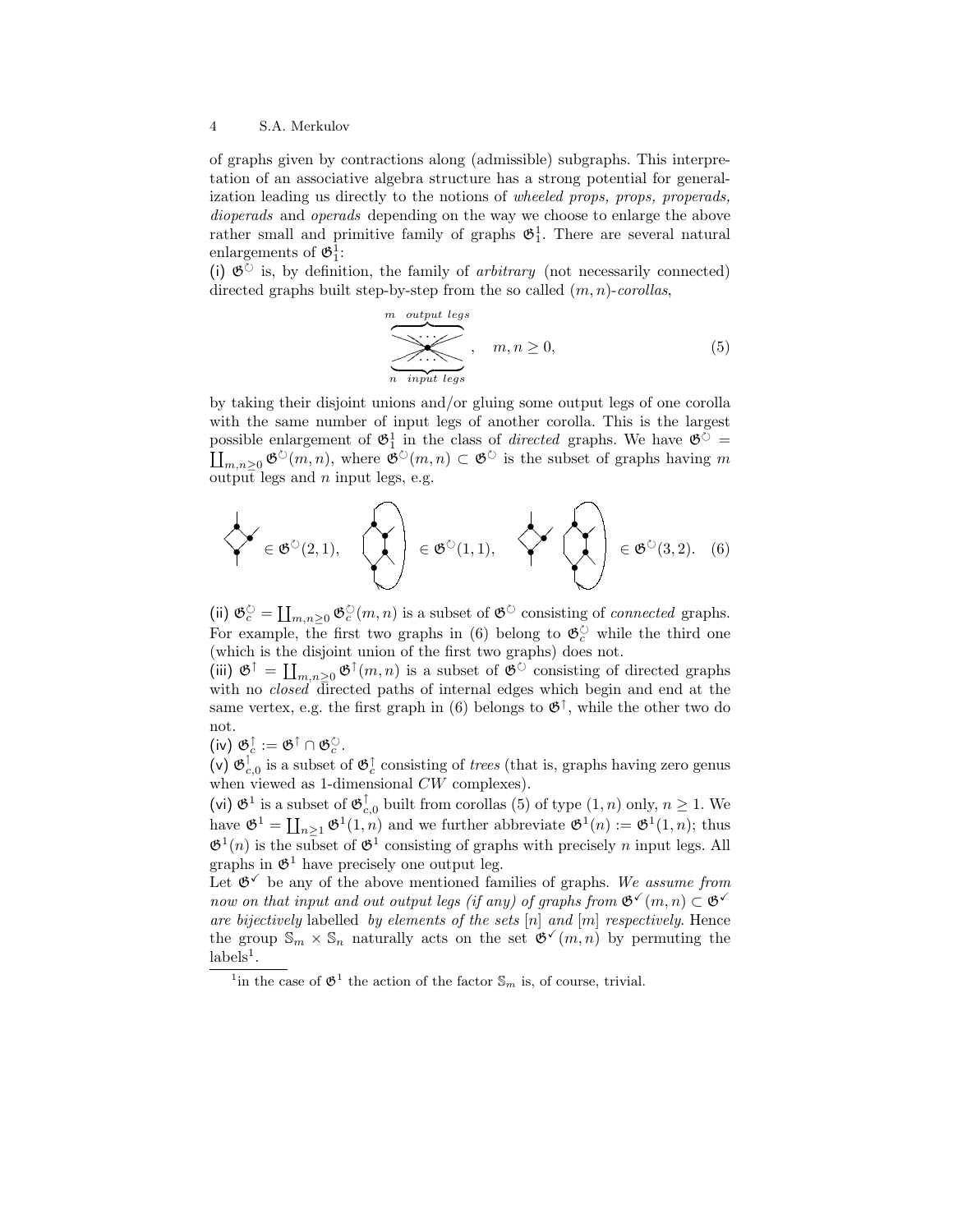of graphs given by contractions along (admissible) subgraphs. This interpretation of an associative algebra structure has a strong potential for generalization leading us directly to the notions of *wheeled props, props, properads, dioperads* and *operads* depending on the way we choose to enlarge the above rather small and primitive family of graphs $\mathfrak{G}_1^1$. There are several natural enlargements of $\mathfrak{G}_1^1$:

(i) $\mathfrak{G}^{\circlearrowright}$ is, by definition, the family of *arbitrary* (not necessarily connected) directed graphs built step-by-step from the so called $(m,n)$-*corollas*,

$$\overbrace{\quad\cdots\quad}^{m\ \ output\ legs}\ \underbrace{\quad\cdots\quad}_{n\ \ input\ legs}, \quad m, n \geq 0, \tag{5}$$

by taking their disjoint unions and/or gluing some output legs of one corolla with the same number of input legs of another corolla. This is the largest possible enlargement of $\mathfrak{G}_1^1$ in the class of *directed* graphs. We have $\mathfrak{G}^{\circlearrowright} = \coprod_{m,n\geq 0} \mathfrak{G}^{\circlearrowright}(m,n)$, where $\mathfrak{G}^{\circlearrowright}(m,n) \subset \mathfrak{G}^{\circlearrowright}$ is the subset of graphs having $m$ output legs and $n$ input legs, e.g.

$$\in \mathfrak{G}^{\circlearrowright}(2,1), \qquad \in \mathfrak{G}^{\circlearrowright}(1,1), \qquad \in \mathfrak{G}^{\circlearrowright}(3,2). \tag{6}$$

(ii) $\mathfrak{G}_c^{\circlearrowright} = \coprod_{m,n\geq 0} \mathfrak{G}_c^{\circlearrowright}(m,n)$ is a subset of $\mathfrak{G}^{\circlearrowright}$ consisting of *connected* graphs. For example, the first two graphs in (6) belong to $\mathfrak{G}_c^{\circlearrowright}$ while the third one (which is the disjoint union of the first two graphs) does not.

(iii) $\mathfrak{G}^{\uparrow} = \coprod_{m,n\geq 0} \mathfrak{G}^{\uparrow}(m,n)$ is a subset of $\mathfrak{G}^{\circlearrowright}$ consisting of directed graphs with no *closed* directed paths of internal edges which begin and end at the same vertex, e.g. the first graph in (6) belongs to $\mathfrak{G}^{\uparrow}$, while the other two do not.

(iv) $\mathfrak{G}_c^{\uparrow} := \mathfrak{G}^{\uparrow} \cap \mathfrak{G}_c^{\circlearrowright}$.

(v) $\mathfrak{G}_{c,0}^{\uparrow}$ is a subset of $\mathfrak{G}_c^{\uparrow}$ consisting of *trees* (that is, graphs having zero genus when viewed as 1-dimensional $CW$ complexes).

(vi) $\mathfrak{G}^1$ is a subset of $\mathfrak{G}_{c,0}^{\uparrow}$ built from corollas (5) of type $(1,n)$ only, $n \geq 1$. We have $\mathfrak{G}^1 = \coprod_{n\geq 1} \mathfrak{G}^1(1,n)$ and we further abbreviate $\mathfrak{G}^1(n) := \mathfrak{G}^1(1,n)$; thus $\mathfrak{G}^1(n)$ is the subset of $\mathfrak{G}^1$ consisting of graphs with precisely $n$ input legs. All graphs in $\mathfrak{G}^1$ have precisely one output leg.

Let $\mathfrak{G}^{\checkmark}$ be any of the above mentioned families of graphs. *We assume from now on that input and out output legs (if any) of graphs from $\mathfrak{G}^{\checkmark}(m,n) \subset \mathfrak{G}^{\checkmark}$ are bijectively* labelled *by elements of the sets $[n]$ and $[m]$ respectively*. Hence the group $\mathbb{S}_m \times \mathbb{S}_n$ naturally acts on the set $\mathfrak{G}^{\checkmark}(m,n)$ by permuting the labels[1].

[1] in the case of $\mathfrak{G}^1$ the action of the factor $\mathbb{S}_m$ is, of course, trivial.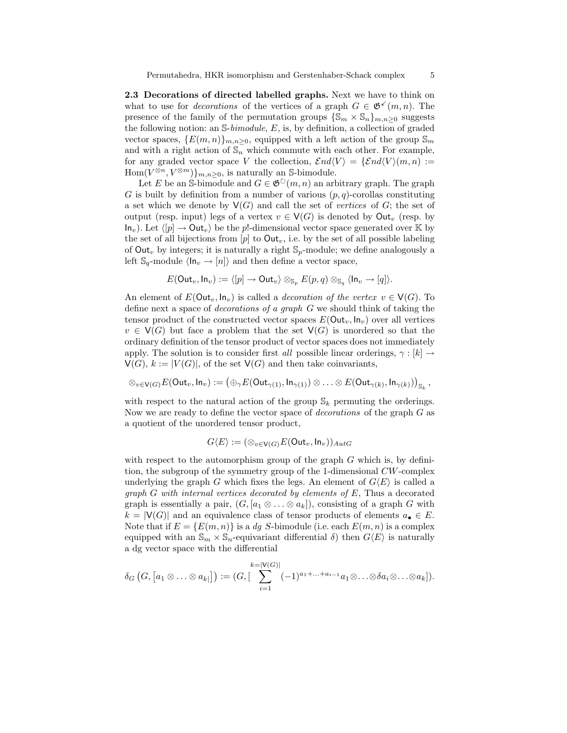**2.3 Decorations of directed labelled graphs.** Next we have to think on what to use for *decorations* of the vertices of a graph $G \in \mathfrak{G}^{\checkmark}(m,n)$. The presence of the family of the permutation groups $\{\mathbb{S}_m \times \mathbb{S}_n\}_{m,n\geq 0}$ suggests the following notion: an $\mathbb{S}$-*bimodule*, $E$, is, by definition, a collection of graded vector spaces, $\{E(m,n)\}_{m,n\geq 0}$, equipped with a left action of the group $\mathbb{S}_m$ and with a right action of $\mathbb{S}_n$ which commute with each other. For example, for any graded vector space $V$ the collection, $\mathcal{E}nd\langle V\rangle = \{\mathcal{E}nd\langle V\rangle(m,n) := \mathrm{Hom}(V^{\otimes n}, V^{\otimes m})\}_{m,n\geq 0}$, is naturally an $\mathbb{S}$-bimodule.

Let $E$ be an $\mathbb{S}$-bimodule and $G \in \mathfrak{G}^{\circlearrowright}(m,n)$ an arbitrary graph. The graph $G$ is built by definition from a number of various $(p,q)$-corollas constituting a set which we denote by $\mathsf{V}(G)$ and call the set of *vertices* of $G$; the set of output (resp. input) legs of a vertex $v \in \mathsf{V}(G)$ is denoted by $\mathsf{Out}_v$ (resp. by $\mathsf{In}_v$). Let $\langle [p] \to \mathsf{Out}_v\rangle$ be the $p!$-dimensional vector space generated over $\mathbb{K}$ by the set of all bijections from $[p]$ to $\mathsf{Out}_v$, i.e. by the set of all possible labeling of $\mathsf{Out}_v$ by integers; it is naturally a right $\mathbb{S}_p$-module; we define analogously a left $\mathbb{S}_q$-module $\langle \mathsf{In}_v \to [n]\rangle$ and then define a vector space,

$$E(\mathsf{Out}_v, \mathsf{In}_v) := \langle [p] \to \mathsf{Out}_v\rangle \otimes_{\mathbb{S}_p} E(p,q) \otimes_{\mathbb{S}_q} \langle \mathsf{In}_v \to [q]\rangle.$$

An element of $E(\mathsf{Out}_v, \mathsf{In}_v)$ is called a *decoration of the vertex* $v \in \mathsf{V}(G)$. To define next a space of *decorations of a graph* $G$ we should think of taking the tensor product of the constructed vector spaces $E(\mathsf{Out}_v, \mathsf{In}_v)$ over all vertices $v \in \mathsf{V}(G)$ but face a problem that the set $\mathsf{V}(G)$ is unordered so that the ordinary definition of the tensor product of vector spaces does not immediately apply. The solution is to consider first *all* possible linear orderings, $\gamma : [k] \to \mathsf{V}(G)$, $k := |V(G)|$, of the set $\mathsf{V}(G)$ and then take coinvariants,

$$\otimes_{v\in \mathsf{V}(G)} E(\mathsf{Out}_v, \mathsf{In}_v) := \left(\oplus_\gamma E(\mathsf{Out}_{\gamma(1)}, \mathsf{In}_{\gamma(1)}) \otimes \ldots \otimes E(\mathsf{Out}_{\gamma(k)}, \mathsf{In}_{\gamma(k)})\right)_{\mathbb{S}_k},$$

with respect to the natural action of the group $\mathbb{S}_k$ permuting the orderings. Now we are ready to define the vector space of *decorations* of the graph $G$ as a quotient of the unordered tensor product,

$$G\langle E\rangle := (\otimes_{v\in \mathsf{V}(G)} E(\mathsf{Out}_v, \mathsf{In}_v))_{AutG}$$

with respect to the automorphism group of the graph $G$ which is, by definition, the subgroup of the symmetry group of the 1-dimensional $CW$-complex underlying the graph $G$ which fixes the legs. An element of $G\langle E\rangle$ is called a *graph $G$ with internal vertices decorated by elements of $E$*, Thus a decorated graph is essentially a pair, $(G, [a_1 \otimes \ldots \otimes a_k])$, consisting of a graph $G$ with $k = |\mathsf{V}(G)|$ and an equivalence class of tensor products of elements $a_\bullet \in E$. Note that if $E = \{E(m,n)\}$ is a *dg S*-bimodule (i.e. each $E(m,n)$ is a complex equipped with an $\mathbb{S}_m \times \mathbb{S}_n$-equivariant differential $\delta$) then $G\langle E\rangle$ is naturally a dg vector space with the differential

$$\delta_G\left(G, \left[a_1 \otimes \ldots \otimes a_{k|}\right]\right) := (G, [\sum_{i=1}^{k=|\mathsf{V}(G)|} (-1)^{a_1+\ldots+a_{i-1}} a_1 \otimes \ldots \otimes \delta a_i \otimes \ldots \otimes a_k]).$$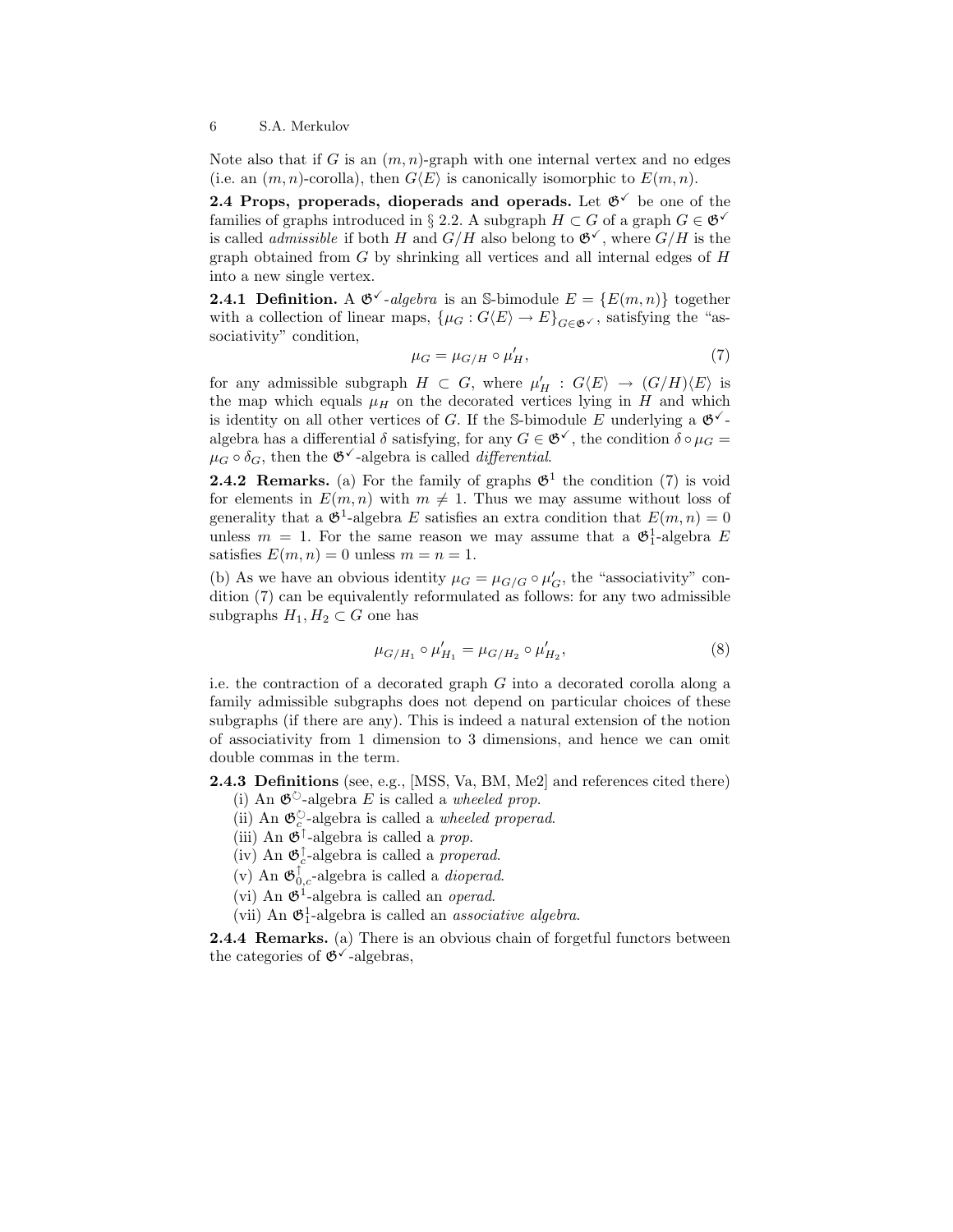Note also that if $G$ is an $(m,n)$-graph with one internal vertex and no edges (i.e. an $(m,n)$-corolla), then $G\langle E\rangle$ is canonically isomorphic to $E(m,n)$.

**2.4 Props, properads, dioperads and operads.** Let $\mathfrak{G}^{\checkmark}$ be one of the families of graphs introduced in § 2.2. A subgraph $H \subset G$ of a graph $G \in \mathfrak{G}^{\checkmark}$ is called *admissible* if both $H$ and $G/H$ also belong to $\mathfrak{G}^{\checkmark}$, where $G/H$ is the graph obtained from $G$ by shrinking all vertices and all internal edges of $H$ into a new single vertex.

**2.4.1 Definition.** A $\mathfrak{G}^{\checkmark}$*-algebra* is an $\mathbb{S}$-bimodule $E = \{E(m,n)\}$ together with a collection of linear maps, $\{\mu_G : G\langle E\rangle \to E\}_{G\in\mathfrak{G}^{\checkmark}}$, satisfying the "associativity" condition,

$$\mu_G = \mu_{G/H} \circ \mu'_H, \tag{7}$$

for any admissible subgraph $H \subset G$, where $\mu'_H : G\langle E\rangle \to (G/H)\langle E\rangle$ is the map which equals $\mu_H$ on the decorated vertices lying in $H$ and which is identity on all other vertices of $G$. If the $\mathbb{S}$-bimodule $E$ underlying a $\mathfrak{G}^{\checkmark}$-algebra has a differential $\delta$ satisfying, for any $G \in \mathfrak{G}^{\checkmark}$, the condition $\delta \circ \mu_G = \mu_G \circ \delta_G$, then the $\mathfrak{G}^{\checkmark}$-algebra is called *differential*.

**2.4.2 Remarks.** (a) For the family of graphs $\mathfrak{G}^{1}$ the condition (7) is void for elements in $E(m,n)$ with $m \neq 1$. Thus we may assume without loss of generality that a $\mathfrak{G}^{1}$-algebra $E$ satisfies an extra condition that $E(m,n) = 0$ unless $m = 1$. For the same reason we may assume that a $\mathfrak{G}^{1}_{1}$-algebra $E$ satisfies $E(m,n) = 0$ unless $m = n = 1$.

(b) As we have an obvious identity $\mu_G = \mu_{G/G} \circ \mu'_G$, the "associativity" condition (7) can be equivalently reformulated as follows: for any two admissible subgraphs $H_1, H_2 \subset G$ one has

$$\mu_{G/H_1} \circ \mu'_{H_1} = \mu_{G/H_2} \circ \mu'_{H_2}, \tag{8}$$

i.e. the contraction of a decorated graph $G$ into a decorated corolla along a family admissible subgraphs does not depend on particular choices of these subgraphs (if there are any). This is indeed a natural extension of the notion of associativity from 1 dimension to 3 dimensions, and hence we can omit double commas in the term.

**2.4.3 Definitions** (see, e.g., [MSS, Va, BM, Me2] and references cited there)

(i) An $\mathfrak{G}^{\circlearrowright}$-algebra $E$ is called a *wheeled prop*.

(ii) An $\mathfrak{G}^{\circlearrowright}_{c}$-algebra is called a *wheeled properad*.

(iii) An $\mathfrak{G}^{\uparrow}$-algebra is called a *prop*.

(iv) An $\mathfrak{G}^{\uparrow}_{c}$-algebra is called a *properad*.

(v) An $\mathfrak{G}^{\uparrow}_{0,c}$-algebra is called a *dioperad*.

(vi) An $\mathfrak{G}^{1}$-algebra is called an *operad*.

(vii) An $\mathfrak{G}^{1}_{1}$-algebra is called an *associative algebra*.

**2.4.4 Remarks.** (a) There is an obvious chain of forgetful functors between the categories of $\mathfrak{G}^{\checkmark}$-algebras,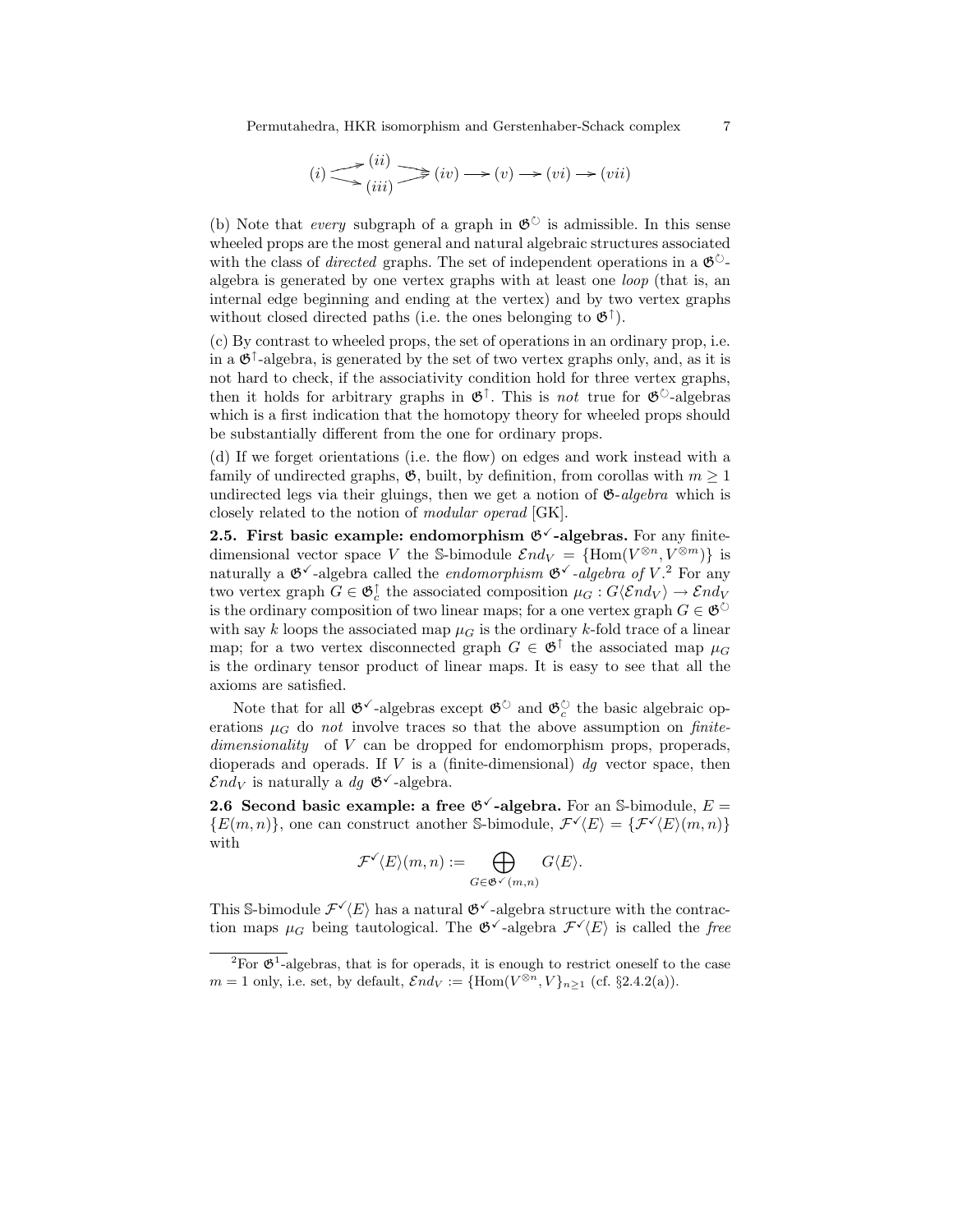$$(i) \rightrightarrows \begin{matrix}(ii)\\(iii)\end{matrix} \rightrightarrows (iv) \longrightarrow (v) \longrightarrow (vi) \longrightarrow (vii)$$

(b) Note that *every* subgraph of a graph in $\mathfrak{G}^{\circlearrowright}$ is admissible. In this sense wheeled props are the most general and natural algebraic structures associated with the class of *directed* graphs. The set of independent operations in a $\mathfrak{G}^{\circlearrowright}$-algebra is generated by one vertex graphs with at least one *loop* (that is, an internal edge beginning and ending at the vertex) and by two vertex graphs without closed directed paths (i.e. the ones belonging to $\mathfrak{G}^{\uparrow}$).

(c) By contrast to wheeled props, the set of operations in an ordinary prop, i.e. in a $\mathfrak{G}^{\uparrow}$-algebra, is generated by the set of two vertex graphs only, and, as it is not hard to check, if the associativity condition hold for three vertex graphs, then it holds for arbitrary graphs in $\mathfrak{G}^{\uparrow}$. This is *not* true for $\mathfrak{G}^{\circlearrowright}$-algebras which is a first indication that the homotopy theory for wheeled props should be substantially different from the one for ordinary props.

(d) If we forget orientations (i.e. the flow) on edges and work instead with a family of undirected graphs, $\mathfrak{G}$, built, by definition, from corollas with $m \geq 1$ undirected legs via their gluings, then we get a notion of $\mathfrak{G}$-*algebra* which is closely related to the notion of *modular operad* [GK].

**2.5. First basic example: endomorphism $\mathfrak{G}^{\checkmark}$-algebras.** For any finite-dimensional vector space $V$ the $\mathbb{S}$-bimodule $\mathcal{E}nd_V = \{\mathrm{Hom}(V^{\otimes n}, V^{\otimes m})\}$ is naturally a $\mathfrak{G}^{\checkmark}$-algebra called the *endomorphism* $\mathfrak{G}^{\checkmark}$*-algebra of* $V$.[2] For any two vertex graph $G \in \mathfrak{G}_c^{\uparrow}$ the associated composition $\mu_G : G\langle\mathcal{E}nd_V\rangle \to \mathcal{E}nd_V$ is the ordinary composition of two linear maps; for a one vertex graph $G \in \mathfrak{G}^{\circlearrowright}$ with say $k$ loops the associated map $\mu_G$ is the ordinary $k$-fold trace of a linear map; for a two vertex disconnected graph $G \in \mathfrak{G}^{\uparrow}$ the associated map $\mu_G$ is the ordinary tensor product of linear maps. It is easy to see that all the axioms are satisfied.

Note that for all $\mathfrak{G}^{\checkmark}$-algebras except $\mathfrak{G}^{\circlearrowright}$ and $\mathfrak{G}_c^{\circlearrowright}$ the basic algebraic operations $\mu_G$ do *not* involve traces so that the above assumption on *finite-dimensionality* of $V$ can be dropped for endomorphism props, properads, dioperads and operads. If $V$ is a (finite-dimensional) *dg* vector space, then $\mathcal{E}nd_V$ is naturally a *dg* $\mathfrak{G}^{\checkmark}$-algebra.

**2.6 Second basic example: a free $\mathfrak{G}^{\checkmark}$-algebra.** For an $\mathbb{S}$-bimodule, $E = \{E(m,n)\}$, one can construct another $\mathbb{S}$-bimodule, $\mathcal{F}^{\checkmark}\langle E\rangle = \{\mathcal{F}^{\checkmark}\langle E\rangle(m,n)\}$ with

$$\mathcal{F}^{\checkmark}\langle E\rangle(m,n) := \bigoplus_{G\in\mathfrak{G}^{\checkmark}(m,n)} G\langle E\rangle.$$

This $\mathbb{S}$-bimodule $\mathcal{F}^{\checkmark}\langle E\rangle$ has a natural $\mathfrak{G}^{\checkmark}$-algebra structure with the contraction maps $\mu_G$ being tautological. The $\mathfrak{G}^{\checkmark}$-algebra $\mathcal{F}^{\checkmark}\langle E\rangle$ is called the *free*

[2] For $\mathfrak{G}^{1}$-algebras, that is for operads, it is enough to restrict oneself to the case $m = 1$ only, i.e. set, by default, $\mathcal{E}nd_V := \{\mathrm{Hom}(V^{\otimes n}, V\}_{n\geq 1}$ (cf. §2.4.2(a)).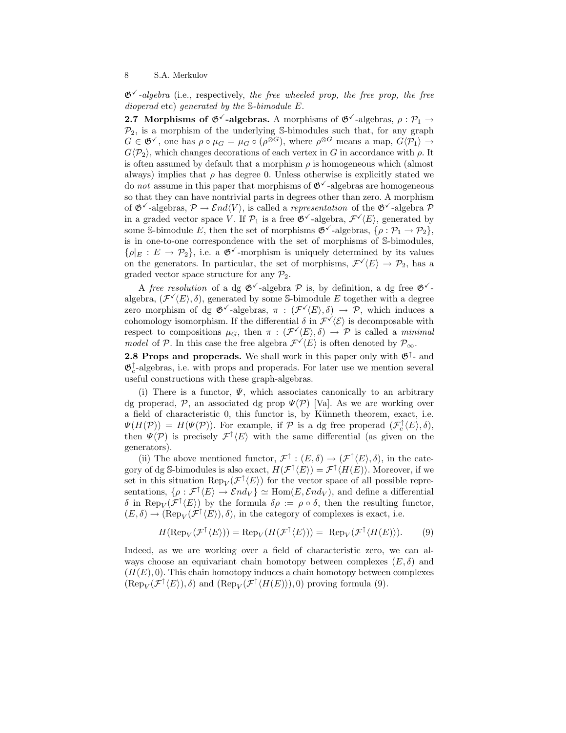$\mathfrak{G}^{\checkmark}$*-algebra* (i.e., respectively, *the free wheeled prop, the free prop, the free dioperad* etc) *generated by the* $\mathbb{S}$*-bimodule* $E$.

**2.7 Morphisms of $\mathfrak{G}^{\checkmark}$-algebras.** A morphisms of $\mathfrak{G}^{\checkmark}$-algebras, $\rho : \mathcal{P}_1 \to \mathcal{P}_2$, is a morphism of the underlying $\mathbb{S}$-bimodules such that, for any graph $G \in \mathfrak{G}^{\checkmark}$, one has $\rho \circ \mu_G = \mu_G \circ (\rho^{\otimes G})$, where $\rho^{\otimes G}$ means a map, $G\langle \mathcal{P}_1\rangle \to G\langle \mathcal{P}_2\rangle$, which changes decorations of each vertex in $G$ in accordance with $\rho$. It is often assumed by default that a morphism $\rho$ is homogeneous which (almost always) implies that $\rho$ has degree 0. Unless otherwise is explicitly stated we do *not* assume in this paper that morphisms of $\mathfrak{G}^{\checkmark}$-algebras are homogeneous so that they can have nontrivial parts in degrees other than zero. A morphism of $\mathfrak{G}^{\checkmark}$-algebras, $\mathcal{P} \to \mathcal{E}nd\langle V\rangle$, is called a *representation* of the $\mathfrak{G}^{\checkmark}$-algebra $\mathcal{P}$ in a graded vector space $V$. If $\mathcal{P}_1$ is a free $\mathfrak{G}^{\checkmark}$-algebra, $\mathcal{F}^{\checkmark}\langle E\rangle$, generated by some $\mathbb{S}$-bimodule $E$, then the set of morphisms $\mathfrak{G}^{\checkmark}$-algebras, $\{\rho : \mathcal{P}_1 \to \mathcal{P}_2\}$, is in one-to-one correspondence with the set of morphisms of $\mathbb{S}$-bimodules, $\{\rho|_E : E \to \mathcal{P}_2\}$, i.e. a $\mathfrak{G}^{\checkmark}$-morphism is uniquely determined by its values on the generators. In particular, the set of morphisms, $\mathcal{F}^{\checkmark}\langle E\rangle \to \mathcal{P}_2$, has a graded vector space structure for any $\mathcal{P}_2$.

A *free resolution* of a dg $\mathfrak{G}^{\checkmark}$-algebra $\mathcal{P}$ is, by definition, a dg free $\mathfrak{G}^{\checkmark}$-algebra, $(\mathcal{F}^{\checkmark}\langle E\rangle, \delta)$, generated by some $\mathbb{S}$-bimodule $E$ together with a degree zero morphism of dg $\mathfrak{G}^{\checkmark}$-algebras, $\pi : (\mathcal{F}^{\checkmark}\langle E\rangle, \delta) \to \mathcal{P}$, which induces a cohomology isomorphism. If the differential $\delta$ in $\mathcal{F}^{\checkmark}\langle \mathcal{E}\rangle$ is decomposable with respect to compositions $\mu_G$, then $\pi : (\mathcal{F}^{\checkmark}\langle E\rangle, \delta) \to \mathcal{P}$ is called a *minimal model* of $\mathcal{P}$. In this case the free algebra $\mathcal{F}^{\checkmark}\langle E\rangle$ is often denoted by $\mathcal{P}_\infty$.

**2.8 Props and properads.** We shall work in this paper only with $\mathfrak{G}^{\uparrow}$- and $\mathfrak{G}^{\uparrow}_c$-algebras, i.e. with props and properads. For later use we mention several useful constructions with these graph-algebras.

(i) There is a functor, $\Psi$, which associates canonically to an arbitrary dg properad, $\mathcal{P}$, an associated dg prop $\Psi(\mathcal{P})$ [Va]. As we are working over a field of characteristic 0, this functor is, by Künneth theorem, exact, i.e. $\Psi(H(\mathcal{P})) = H(\Psi(\mathcal{P}))$. For example, if $\mathcal{P}$ is a dg free properad $(\mathcal{F}^{\uparrow}_c\langle E\rangle, \delta)$, then $\Psi(\mathcal{P})$ is precisely $\mathcal{F}^{\uparrow}\langle E\rangle$ with the same differential (as given on the generators).

(ii) The above mentioned functor, $\mathcal{F}^{\uparrow} : (E, \delta) \to (\mathcal{F}^{\uparrow}\langle E\rangle, \delta)$, in the category of dg $\mathbb{S}$-bimodules is also exact, $H(\mathcal{F}^{\uparrow}\langle E\rangle) = \mathcal{F}^{\uparrow}\langle H(E)\rangle$. Moreover, if we set in this situation $\mathrm{Rep}_V(\mathcal{F}^{\uparrow}\langle E\rangle)$ for the vector space of all possible representations, $\{\rho : \mathcal{F}^{\uparrow}\langle E\rangle \to \mathcal{E}nd_V\} \simeq \mathrm{Hom}(E, \mathcal{E}nd_V)$, and define a differential $\delta$ in $\mathrm{Rep}_V(\mathcal{F}^{\uparrow}\langle E\rangle)$ by the formula $\delta\rho := \rho \circ \delta$, then the resulting functor, $(E, \delta) \to (\mathrm{Rep}_V(\mathcal{F}^{\uparrow}\langle E\rangle), \delta)$, in the category of complexes is exact, i.e.

$$H(\mathrm{Rep}_V(\mathcal{F}^{\uparrow}\langle E\rangle)) = \mathrm{Rep}_V(H(\mathcal{F}^{\uparrow}\langle E\rangle)) = \mathrm{Rep}_V(\mathcal{F}^{\uparrow}\langle H(E)\rangle). \qquad (9)$$

Indeed, as we are working over a field of characteristic zero, we can always choose an equivariant chain homotopy between complexes $(E, \delta)$ and $(H(E), 0)$. This chain homotopy induces a chain homotopy between complexes $(\mathrm{Rep}_V(\mathcal{F}^{\uparrow}\langle E\rangle), \delta)$ and $(\mathrm{Rep}_V(\mathcal{F}^{\uparrow}\langle H(E)\rangle), 0)$ proving formula (9).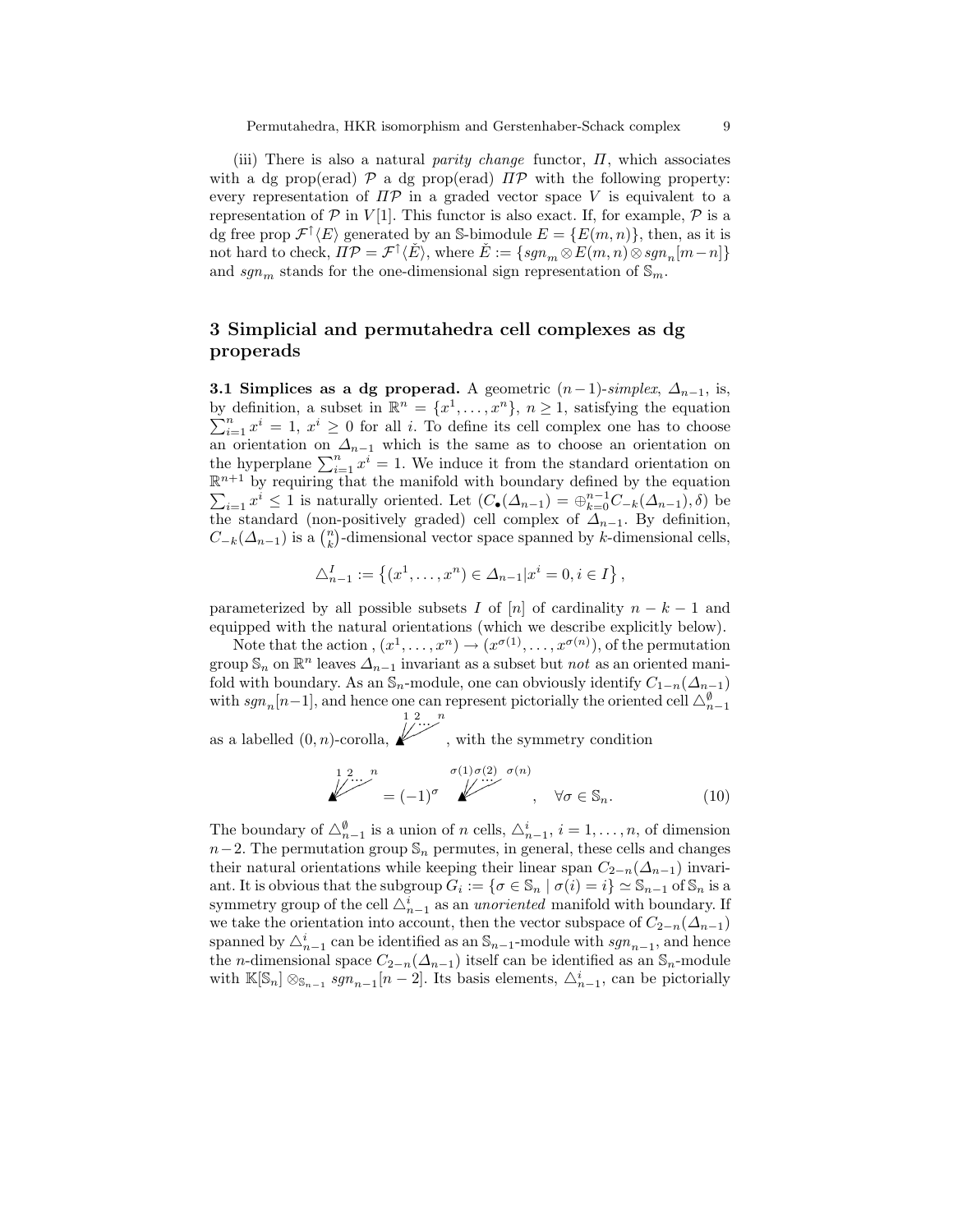(iii) There is also a natural *parity change* functor, $\Pi$, which associates with a dg prop(erad) $\mathcal{P}$ a dg prop(erad) $\Pi\mathcal{P}$ with the following property: every representation of $\Pi\mathcal{P}$ in a graded vector space $V$ is equivalent to a representation of $\mathcal{P}$ in $V[1]$. This functor is also exact. If, for example, $\mathcal{P}$ is a dg free prop $\mathcal{F}^{\uparrow}\langle E\rangle$ generated by an $\mathbb{S}$-bimodule $E = \{E(m,n)\}$, then, as it is not hard to check, $\Pi\mathcal{P} = \mathcal{F}^{\uparrow}\langle \tilde{E}\rangle$, where $\tilde{E} := \{sgn_m \otimes E(m,n) \otimes sgn_n[m-n]\}$ and $sgn_m$ stands for the one-dimensional sign representation of $\mathbb{S}_m$.

## 3 Simplicial and permutahedra cell complexes as dg properads

**3.1 Simplices as a dg properad.** A geometric $(n-1)$-*simplex*, $\Delta_{n-1}$, is, by definition, a subset in $\mathbb{R}^n = \{x^1, \ldots, x^n\}$, $n \geq 1$, satisfying the equation $\sum_{i=1}^n x^i = 1$, $x^i \geq 0$ for all $i$. To define its cell complex one has to choose an orientation on $\Delta_{n-1}$ which is the same as to choose an orientation on the hyperplane $\sum_{i=1}^n x^i = 1$. We induce it from the standard orientation on $\mathbb{R}^{n+1}$ by requiring that the manifold with boundary defined by the equation $\sum_{i=1} x^i \leq 1$ is naturally oriented. Let $(C_\bullet(\Delta_{n-1}) = \oplus_{k=0}^{n-1} C_{-k}(\Delta_{n-1}), \delta)$ be the standard (non-positively graded) cell complex of $\Delta_{n-1}$. By definition, $C_{-k}(\Delta_{n-1})$ is a $\binom{n}{k}$-dimensional vector space spanned by $k$-dimensional cells,

$$\triangle^I_{n-1} := \left\{(x^1, \ldots, x^n) \in \Delta_{n-1} | x^i = 0, i \in I\right\},$$

parameterized by all possible subsets $I$ of $[n]$ of cardinality $n-k-1$ and equipped with the natural orientations (which we describe explicitly below).

Note that the action , $(x^1, \ldots, x^n) \to (x^{\sigma(1)}, \ldots, x^{\sigma(n)})$, of the permutation group $\mathbb{S}_n$ on $\mathbb{R}^n$ leaves $\Delta_{n-1}$ invariant as a subset but *not* as an oriented manifold with boundary. As an $\mathbb{S}_n$-module, one can obviously identify $C_{1-n}(\Delta_{n-1})$ with $sgn_n[n-1]$, and hence one can represent pictorially the oriented cell $\triangle^{\emptyset}_{n-1}$ as a labelled $(0,n)$-corolla, (a black triangle vertex with legs labelled $1\ 2 \ldots n$), with the symmetry condition

$$\text{(corolla labelled } 1\,2\ldots n) = (-1)^\sigma \,\text{(corolla labelled } \sigma(1)\,\sigma(2)\ldots\sigma(n)), \quad \forall \sigma \in \mathbb{S}_n. \tag{10}$$

The boundary of $\triangle^{\emptyset}_{n-1}$ is a union of $n$ cells, $\triangle^i_{n-1}$, $i = 1, \ldots, n$, of dimension $n-2$. The permutation group $\mathbb{S}_n$ permutes, in general, these cells and changes their natural orientations while keeping their linear span $C_{2-n}(\Delta_{n-1})$ invariant. It is obvious that the subgroup $G_i := \{\sigma \in \mathbb{S}_n \mid \sigma(i) = i\} \simeq \mathbb{S}_{n-1}$ of $\mathbb{S}_n$ is a symmetry group of the cell $\triangle^i_{n-1}$ as an *unoriented* manifold with boundary. If we take the orientation into account, then the vector subspace of $C_{2-n}(\Delta_{n-1})$ spanned by $\triangle^i_{n-1}$ can be identified as an $\mathbb{S}_{n-1}$-module with $sgn_{n-1}$, and hence the $n$-dimensional space $C_{2-n}(\Delta_{n-1})$ itself can be identified as an $\mathbb{S}_n$-module with $\mathbb{K}[\mathbb{S}_n] \otimes_{\mathbb{S}_{n-1}} sgn_{n-1}[n-2]$. Its basis elements, $\triangle^i_{n-1}$, can be pictorially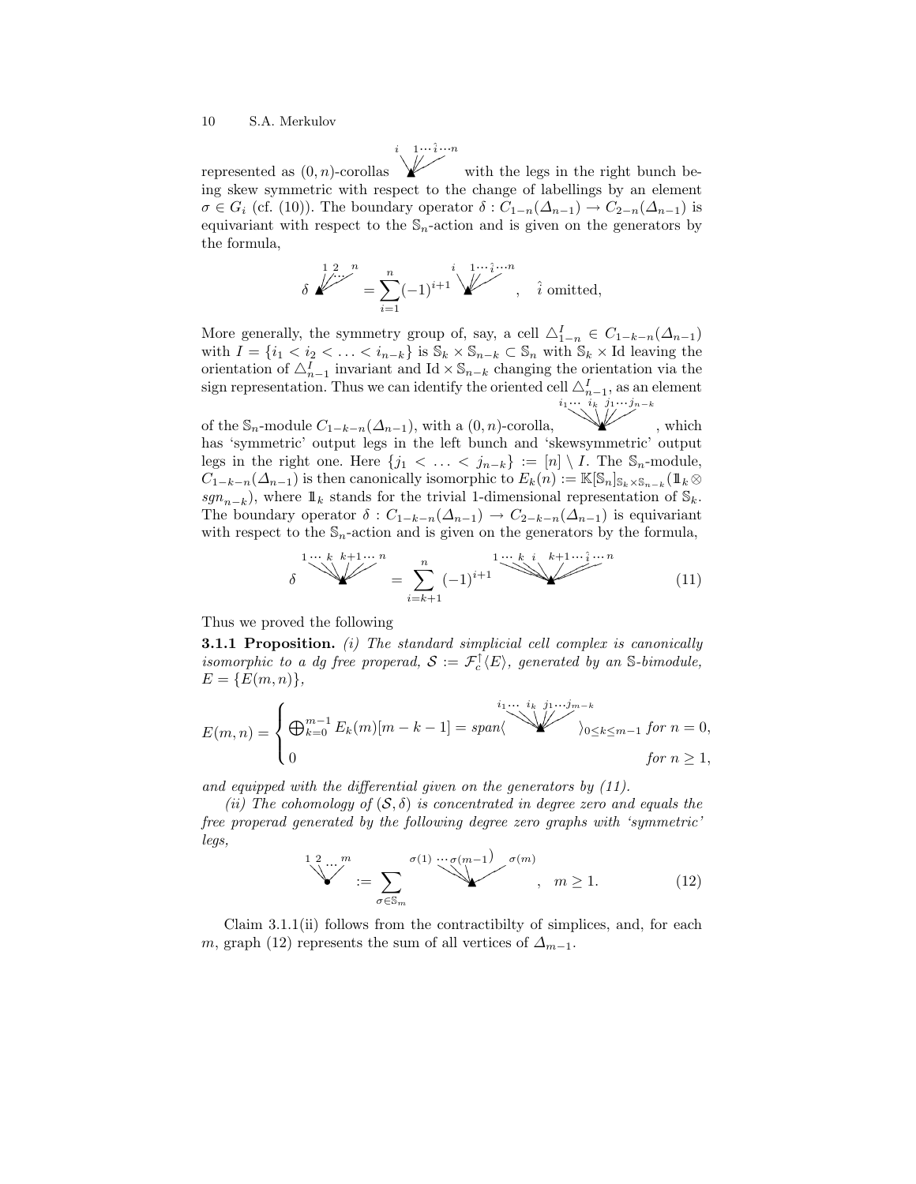represented as $(0,n)$-corollas $\overset{i \quad 1\cdots\hat{i}\cdots n}{\blacktriangle}$ with the legs in the right bunch being skew symmetric with respect to the change of labellings by an element $\sigma \in G_i$ (cf. (10)). The boundary operator $\delta : C_{1-n}(\Delta_{n-1}) \to C_{2-n}(\Delta_{n-1})$ is equivariant with respect to the $\mathbb{S}_n$-action and is given on the generators by the formula,

$$\delta \overset{1\,2\,\cdots\, n}{\blacktriangle} = \sum_{i=1}^{n} (-1)^{i+1} \overset{i \quad 1\cdots\hat{i}\cdots n}{\blacktriangle}, \quad \hat{i} \text{ omitted},$$

More generally, the symmetry group of, say, a cell $\triangle^I_{1-n} \in C_{1-k-n}(\Delta_{n-1})$ with $I = \{i_1 < i_2 < \ldots < i_{n-k}\}$ is $\mathbb{S}_k \times \mathbb{S}_{n-k} \subset \mathbb{S}_n$ with $\mathbb{S}_k \times \mathrm{Id}$ leaving the orientation of $\triangle^I_{n-1}$ invariant and $\mathrm{Id} \times \mathbb{S}_{n-k}$ changing the orientation via the sign representation. Thus we can identify the oriented cell $\triangle^I_{n-1}$, as an element of the $\mathbb{S}_n$-module $C_{1-k-n}(\Delta_{n-1})$, with a $(0,n)$-corolla, $\overset{i_1\cdots\, i_k\;\, j_1\cdots j_{n-k}}{\blacktriangle}$, which has 'symmetric' output legs in the left bunch and 'skewsymmetric' output legs in the right one. Here $\{j_1 < \ldots < j_{n-k}\} := [n] \setminus I$. The $\mathbb{S}_n$-module, $C_{1-k-n}(\Delta_{n-1})$ is then canonically isomorphic to $E_k(n) := \mathbb{K}[\mathbb{S}_n]_{\mathbb{S}_k \times \mathbb{S}_{n-k}}(\mathbb{1}_k \otimes sgn_{n-k})$, where $\mathbb{1}_k$ stands for the trivial 1-dimensional representation of $\mathbb{S}_k$. The boundary operator $\delta : C_{1-k-n}(\Delta_{n-1}) \to C_{2-k-n}(\Delta_{n-1})$ is equivariant with respect to the $\mathbb{S}_n$-action and is given on the generators by the formula,

$$\delta \overset{1\cdots\, k\;\; k+1\cdots\, n}{\blacktriangle} = \sum_{i=k+1}^{n} (-1)^{i+1} \overset{1\cdots\, k\;\, i\;\;\, k+1\cdots\hat{i}\cdots n}{\blacktriangle} \tag{11}$$

Thus we proved the following

**3.1.1 Proposition.** *(i) The standard simplicial cell complex is canonically isomorphic to a dg free properad, $\mathcal{S} := \mathcal{F}^{\uparrow}_c\langle E\rangle$, generated by an $\mathbb{S}$-bimodule, $E = \{E(m,n)\}$,*

$$E(m,n) = \begin{cases} \bigoplus_{k=0}^{m-1} E_k(m)[m-k-1] = span\langle \overset{i_1\cdots\, i_k\;\, j_1\cdots j_{m-k}}{\blacktriangle} \rangle_{0\leq k\leq m-1} & \text{for } n = 0, \\ 0 & \text{for } n \geq 1, \end{cases}$$

*and equipped with the differential given on the generators by (11).*

*(ii) The cohomology of $(\mathcal{S},\delta)$ is concentrated in degree zero and equals the free properad generated by the following degree zero graphs with 'symmetric' legs,*

$$\overset{1\,2\,\cdots\, m}{\bullet} := \sum_{\sigma\in\mathbb{S}_m} \overset{\sigma(1)\,\cdots\,\sigma(m-1)\quad \sigma(m)}{\blacktriangle}, \quad m \geq 1. \tag{12}$$

Claim 3.1.1(ii) follows from the contractibilty of simplices, and, for each $m$, graph (12) represents the sum of all vertices of $\Delta_{m-1}$.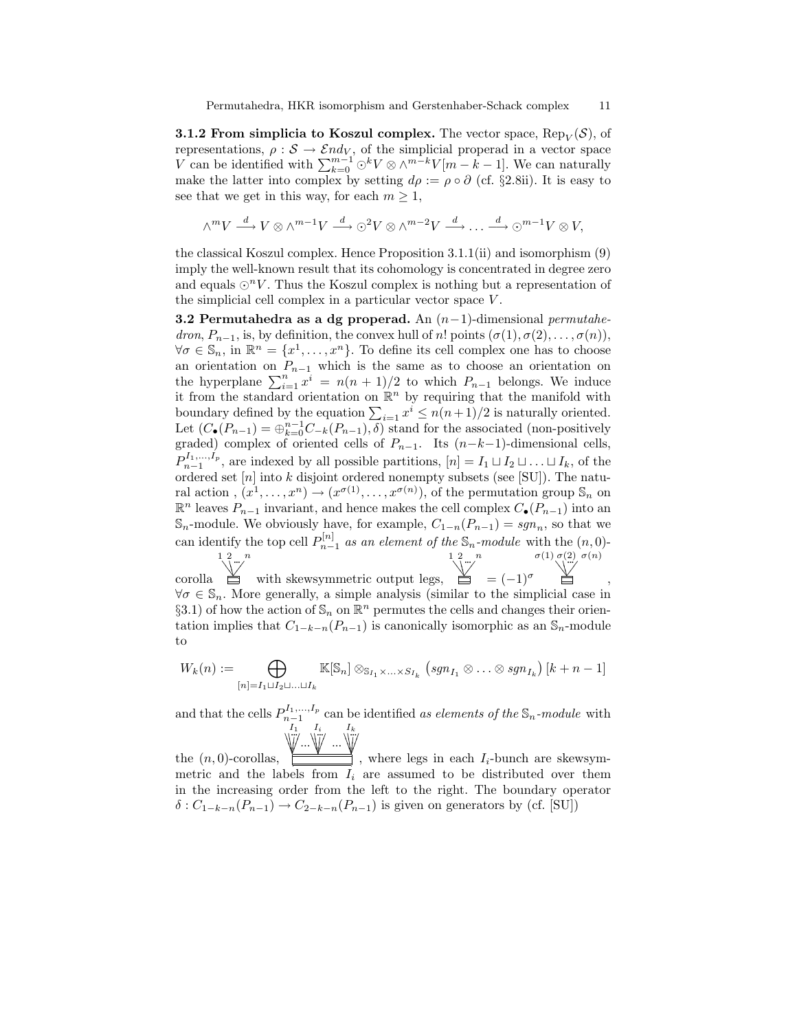**3.1.2 From simplicia to Koszul complex.** The vector space, $\mathrm{Rep}_V(\mathcal{S})$, of representations, $\rho : \mathcal{S} \to \mathcal{E}nd_V$, of the simplicial properad in a vector space $V$ can be identified with $\sum_{k=0}^{m-1} \odot^k V \otimes \wedge^{m-k} V[m-k-1]$. We can naturally make the latter into complex by setting $d\rho := \rho \circ \partial$ (cf. §2.8ii). It is easy to see that we get in this way, for each $m \geq 1$,

$$\wedge^m V \stackrel{d}{\longrightarrow} V \otimes \wedge^{m-1} V \stackrel{d}{\longrightarrow} \odot^2 V \otimes \wedge^{m-2} V \stackrel{d}{\longrightarrow} \ldots \stackrel{d}{\longrightarrow} \odot^{m-1} V \otimes V,$$

the classical Koszul complex. Hence Proposition 3.1.1(ii) and isomorphism (9) imply the well-known result that its cohomology is concentrated in degree zero and equals $\odot^n V$. Thus the Koszul complex is nothing but a representation of the simplicial cell complex in a particular vector space $V$.

**3.2 Permutahedra as a dg properad.** An $(n-1)$-dimensional *permutahedron*, $P_{n-1}$, is, by definition, the convex hull of $n!$ points $(\sigma(1), \sigma(2), \ldots, \sigma(n))$, $\forall \sigma \in \mathbb{S}_n$, in $\mathbb{R}^n = \{x^1, \ldots, x^n\}$. To define its cell complex one has to choose an orientation on $P_{n-1}$ which is the same as to choose an orientation on the hyperplane $\sum_{i=1}^n x^i = n(n+1)/2$ to which $P_{n-1}$ belongs. We induce it from the standard orientation on $\mathbb{R}^n$ by requiring that the manifold with boundary defined by the equation $\sum_{i=1} x^i \leq n(n+1)/2$ is naturally oriented. Let $(C_\bullet(P_{n-1}) = \oplus_{k=0}^{n-1} C_{-k}(P_{n-1}), \delta)$ stand for the associated (non-positively graded) complex of oriented cells of $P_{n-1}$. Its $(n-k-1)$-dimensional cells, $P_{n-1}^{I_1,\ldots,I_p}$, are indexed by all possible partitions, $[n] = I_1 \sqcup I_2 \sqcup \ldots \sqcup I_k$, of the ordered set $[n]$ into $k$ disjoint ordered nonempty subsets (see [SU]). The natural action , $(x^1, \ldots, x^n) \to (x^{\sigma(1)}, \ldots, x^{\sigma(n)})$, of the permutation group $\mathbb{S}_n$ on $\mathbb{R}^n$ leaves $P_{n-1}$ invariant, and hence makes the cell complex $C_\bullet(P_{n-1})$ into an $\mathbb{S}_n$-module. We obviously have, for example, $C_{1-n}(P_{n-1}) = sgn_n$, so that we can identify the top cell $P_{n-1}^{[n]}$ *as an element of the* $\mathbb{S}_n$*-module* with the $(n,0)$-corolla (with legs labelled $1\ 2 \ldots n$) with skewsymmetric output legs, corolla$(1\ 2 \ldots n) = (-1)^\sigma$ corolla$(\sigma(1)\ \sigma(2) \ldots \sigma(n))$, $\forall \sigma \in \mathbb{S}_n$. More generally, a simple analysis (similar to the simplicial case in §3.1) of how the action of $\mathbb{S}_n$ on $\mathbb{R}^n$ permutes the cells and changes their orientation implies that $C_{1-k-n}(P_{n-1})$ is canonically isomorphic as an $\mathbb{S}_n$-module to

$$W_k(n) := \bigoplus_{[n]=I_1 \sqcup I_2 \sqcup \ldots \sqcup I_k} \mathbb{K}[\mathbb{S}_n] \otimes_{\mathbb{S}_{I_1} \times \ldots \times S_{I_k}} \left( sgn_{I_1} \otimes \ldots \otimes sgn_{I_k} \right) [k+n-1]$$

and that the cells $P_{n-1}^{I_1,\ldots,I_p}$ can be identified *as elements of the* $\mathbb{S}_n$*-module* with the $(n,0)$-corollas (with bunches of legs labelled $I_1, \ldots, I_i, \ldots, I_k$), where legs in each $I_i$-bunch are skewsymmetric and the labels from $I_i$ are assumed to be distributed over them in the increasing order from the left to the right. The boundary operator $\delta : C_{1-k-n}(P_{n-1}) \to C_{2-k-n}(P_{n-1})$ is given on generators by (cf. [SU])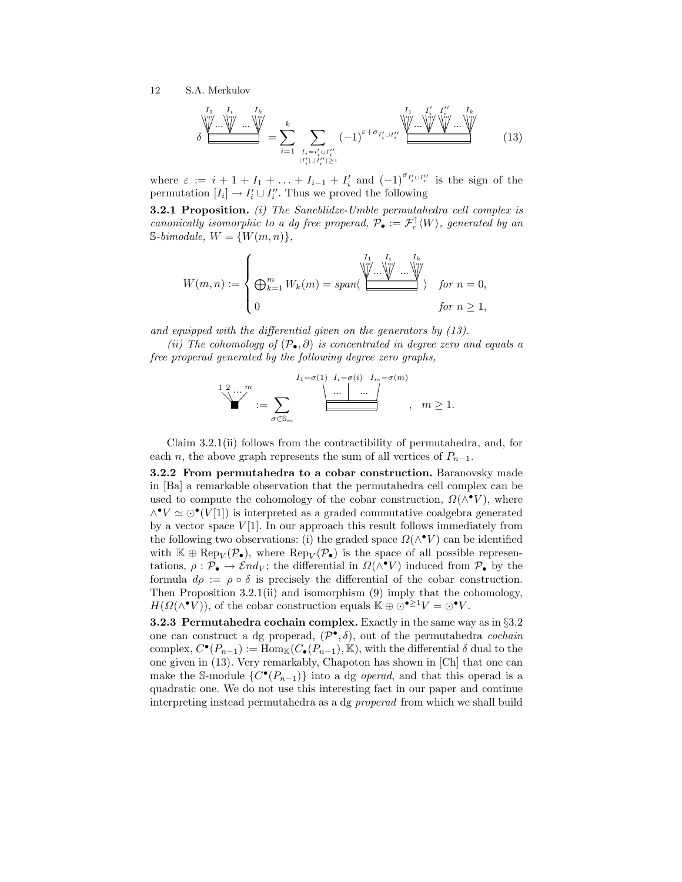$$\delta \; \underset{\displaystyle\rule{4em}{0.4pt}}{\overset{I_1 \quad\; I_i \quad\; I_k}{\cdots\;\cdots}} = \sum_{i=1}^{k} \sum_{\substack{I_i = I_i' \sqcup I_i'' \\ |I_i'|, |I_i''| \geq 1}} (-1)^{\varepsilon + \sigma_{I_i' \sqcup I_i''}} \; \underset{\displaystyle\rule{6em}{0.4pt}}{\overset{I_1 \quad\; I_i' \;\; I_i'' \quad\; I_k}{\cdots\;\cdots}} \tag{13}$$

where $\varepsilon := i + 1 + I_1 + \ldots + I_{i-1} + I_i'$ and $(-1)^{\sigma_{I_i' \sqcup I_i''}}$ is the sign of the permutation $[I_i] \to I_i' \sqcup I_i''$. Thus we proved the following

**3.2.1 Proposition.** *(i) The Saneblidze-Umble permutahedra cell complex is canonically isomorphic to a dg free properad,* $\mathcal{P}_\bullet := \mathcal{F}_c^\uparrow\langle W\rangle$*, generated by an* $\mathbb{S}$*-bimodule,* $W = \{W(m,n)\}$,

$$W(m,n) := \begin{cases} \bigoplus_{k=1}^{m} W_k(m) = span\langle \underset{\displaystyle\rule{4em}{0.4pt}}{\overset{I_1 \quad\; I_i \quad\; I_k}{\cdots\;\cdots}} \rangle & \text{for } n = 0, \\ 0 & \text{for } n \geq 1, \end{cases}$$

*and equipped with the differential given on the generators by (13).*

*(ii) The cohomology of* $(\mathcal{P}_\bullet, \partial)$ *is concentrated in degree zero and equals a free properad generated by the following degree zero graphs,*

$$\overset{1\;2\;\ldots\;m}{\blacksquare} := \sum_{\sigma \in \mathbb{S}_m} \underset{\displaystyle\rule{4em}{0.4pt}}{\overset{I_1=\sigma(1)\;\; I_i=\sigma(i)\;\; I_m=\sigma(m)}{\cdots \mid \cdots}}, \quad m \geq 1.$$

Claim 3.2.1(ii) follows from the contractibility of permutahedra, and, for each $n$, the above graph represents the sum of all vertices of $P_{n-1}$.

**3.2.2 From permutahedra to a cobar construction.** Baranovsky made in [Ba] a remarkable observation that the permutahedra cell complex can be used to compute the cohomology of the cobar construction, $\Omega(\wedge^\bullet V)$, where $\wedge^\bullet V \simeq \odot^\bullet(V[1])$ is interpreted as a graded commutative coalgebra generated by a vector space $V[1]$. In our approach this result follows immediately from the following two observations: (i) the graded space $\Omega(\wedge^\bullet V)$ can be identified with $\mathbb{K} \oplus \mathrm{Rep}_V(\mathcal{P}_\bullet)$, where $\mathrm{Rep}_V(\mathcal{P}_\bullet)$ is the space of all possible representations, $\rho : \mathcal{P}_\bullet \to \mathcal{E}nd_V$; the differential in $\Omega(\wedge^\bullet V)$ induced from $\mathcal{P}_\bullet$ by the formula $d\rho := \rho \circ \delta$ is precisely the differential of the cobar construction. Then Proposition 3.2.1(ii) and isomorphism (9) imply that the cohomology, $H(\Omega(\wedge^\bullet V))$, of the cobar construction equals $\mathbb{K} \oplus \odot^{\bullet \geq 1} V = \odot^\bullet V$.

**3.2.3 Permutahedra cochain complex.** Exactly in the same way as in §3.2 one can construct a dg properad, $(\mathcal{P}^\bullet, \delta)$, out of the permutahedra *cochain* complex, $C^\bullet(P_{n-1}) := \mathrm{Hom}_{\mathbb{K}}(C_\bullet(P_{n-1}), \mathbb{K})$, with the differential $\delta$ dual to the one given in (13). Very remarkably, Chapoton has shown in [Ch] that one can make the $\mathbb{S}$-module $\{C^\bullet(P_{n-1})\}$ into a dg *operad*, and that this operad is a quadratic one. We do not use this interesting fact in our paper and continue interpreting instead permutahedra as a dg *properad* from which we shall build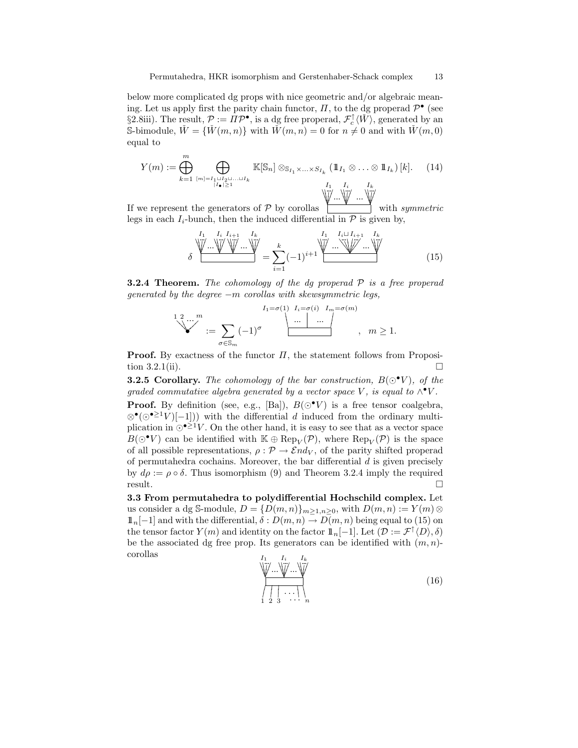below more complicated dg props with nice geometric and/or algebraic meaning. Let us apply first the parity chain functor, $\Pi$, to the dg properad $\mathcal{P}^\bullet$ (see §2.8iii). The result, $\mathcal{P} := \Pi\mathcal{P}^\bullet$, is a dg free properad, $\mathcal{F}_c^\uparrow\langle \check{W}\rangle$, generated by an $\mathbb{S}$-bimodule, $\check{W} = \{\check{W}(m,n)\}$ with $\check{W}(m,n) = 0$ for $n \neq 0$ and with $\check{W}(m,0)$ equal to

$$Y(m) := \bigoplus_{k=1}^{m} \bigoplus_{\substack{[m]=I_1\sqcup I_2\sqcup\ldots\sqcup I_k \\ |I_\bullet|\geq 1}} \mathbb{K}[\mathbb{S}_n] \otimes_{\mathbb{S}_{I_1}\times\ldots\times S_{I_k}} (\mathbb{1}_{I_1}\otimes\ldots\otimes\mathbb{1}_{I_k})\,[k]. \qquad (14)$$

If we represent the generators of $\mathcal{P}$ by corollas (a box with leg-bunches labelled $I_1, \ldots, I_i, \ldots, I_k$ on top) with *symmetric* legs in each $I_i$-bunch, then the induced differential in $\mathcal{P}$ is given by,

$$\delta \left[\text{box with bunches } I_1, \ldots, I_i, I_{i+1}, \ldots, I_k\right] = \sum_{i=1}^{k} (-1)^{i+1} \left[\text{box with bunches } I_1, \ldots, I_i\sqcup I_{i+1}, \ldots, I_k\right] \qquad (15)$$

**3.2.4 Theorem.** *The cohomology of the dg properad $\mathcal{P}$ is a free properad generated by the degree $-m$ corollas with skewsymmetric legs,*

$$\left[\text{corolla with legs } 1, 2, \ldots, m\right] := \sum_{\sigma\in\mathbb{S}_m} (-1)^\sigma \left[\text{box with single legs } I_1=\sigma(1), \ldots, I_i=\sigma(i), \ldots, I_m=\sigma(m)\right], \quad m\geq 1.$$

**Proof.** By exactness of the functor $\Pi$, the statement follows from Proposition 3.2.1(ii). □

**3.2.5 Corollary.** *The cohomology of the bar construction, $B(\odot^\bullet V)$, of the graded commutative algebra generated by a vector space $V$, is equal to $\wedge^\bullet V$.*

**Proof.** By definition (see, e.g., [Ba]), $B(\odot^\bullet V)$ is a free tensor coalgebra, $\otimes^\bullet(\odot^{\bullet\geq 1}V)[-1])$ with the differential $d$ induced from the ordinary multiplication in $\odot^{\bullet\geq 1}V$. On the other hand, it is easy to see that as a vector space $B(\odot^\bullet V)$ can be identified with $\mathbb{K}\oplus \mathrm{Rep}_V(\mathcal{P})$, where $\mathrm{Rep}_V(\mathcal{P})$ is the space of all possible representations, $\rho: \mathcal{P}\to \mathcal{E}nd_V$, of the parity shifted properad of permutahedra cochains. Moreover, the bar differential $d$ is given precisely by $d\rho := \rho\circ\delta$. Thus isomorphism (9) and Theorem 3.2.4 imply the required result. □

**3.3 From permutahedra to polydifferential Hochschild complex.** Let us consider a dg $\mathbb{S}$-module, $D = \{D(m,n)\}_{m\geq 1, n\geq 0}$, with $D(m,n) := Y(m)\otimes \mathbb{1}_n[-1]$ and with the differential, $\delta: D(m,n)\to D(m,n)$ being equal to (15) on the tensor factor $Y(m)$ and identity on the factor $\mathbb{1}_n[-1]$. Let $(\mathcal{D} := \mathcal{F}^\uparrow\langle D\rangle, \delta)$ be the associated dg free prop. Its generators can be identified with $(m,n)$-corollas

$$\left[\text{box with bunches } I_1, \ldots, I_i, \ldots, I_k \text{ on top and legs } 1, 2, 3, \ldots, n \text{ on bottom}\right] \qquad (16)$$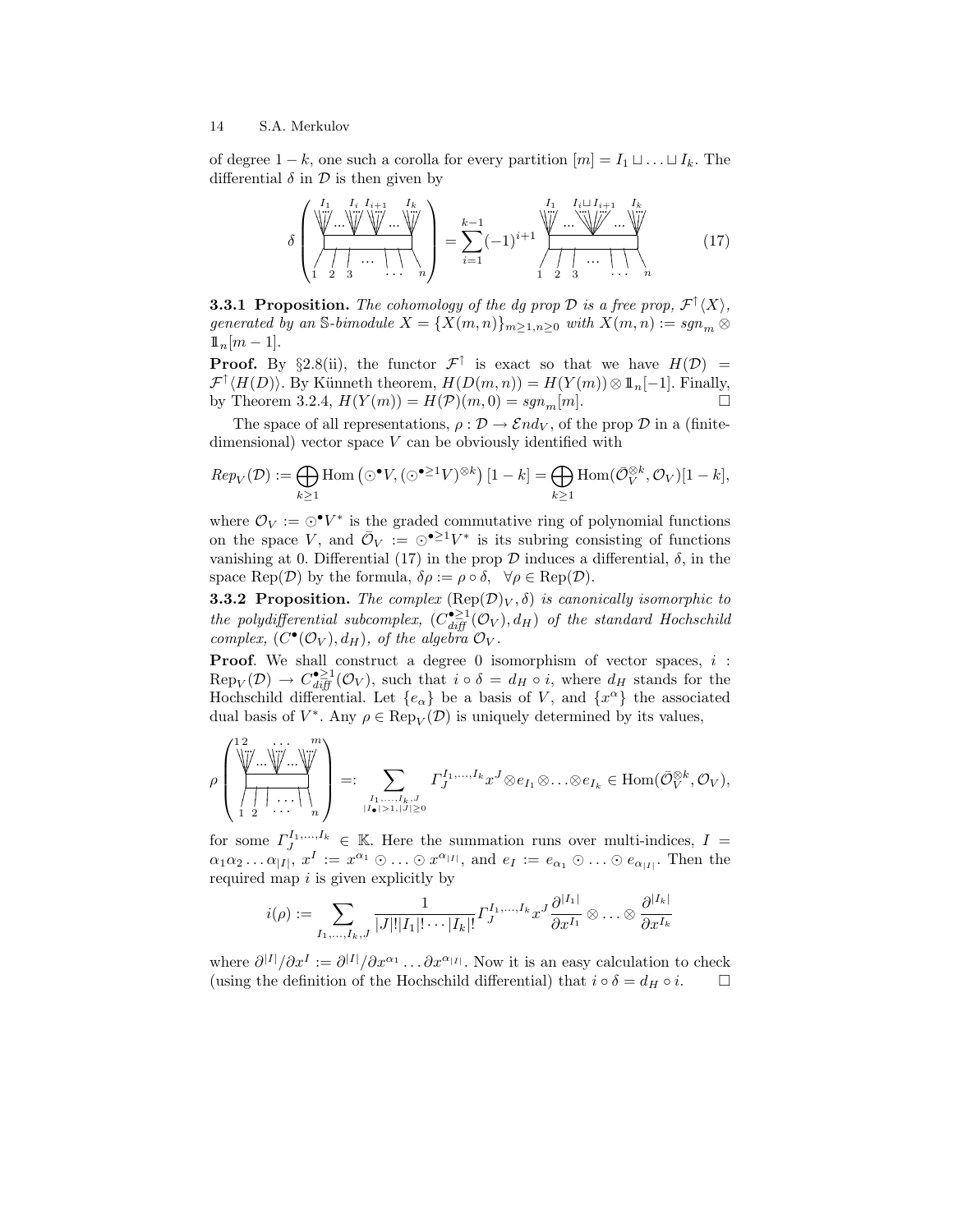of degree $1-k$, one such a corolla for every partition $[m] = I_1 \sqcup \ldots \sqcup I_k$. The differential $\delta$ in $\mathcal{D}$ is then given by

$$\delta \left( \begin{array}{c} \overset{I_1 \quad\; I_i \; I_{i+1} \quad I_k}{\text{corolla}} \\ 1 \; 2 \; 3 \; \ldots \; n \end{array} \right) = \sum_{i=1}^{k-1} (-1)^{i+1} \begin{array}{c} \overset{I_1 \quad I_i \sqcup I_{i+1} \quad I_k}{\text{corolla}} \\ 1 \; 2 \; 3 \; \ldots \; n \end{array} \tag{17}$$

**3.3.1 Proposition.** *The cohomology of the dg prop $\mathcal{D}$ is a free prop, $\mathcal{F}^{\uparrow}\langle X\rangle$, generated by an $\mathbb{S}$-bimodule $X = \{X(m,n)\}_{m\geq 1, n\geq 0}$ with $X(m,n) := sgn_m \otimes \mathbb{1}_n[m-1]$.*

**Proof.** By §2.8(ii), the functor $\mathcal{F}^{\uparrow}$ is exact so that we have $H(\mathcal{D}) = \mathcal{F}^{\uparrow}\langle H(D)\rangle$. By Künneth theorem, $H(D(m,n)) = H(Y(m)) \otimes \mathbb{1}_n[-1]$. Finally, by Theorem 3.2.4, $H(Y(m)) = H(\mathcal{P})(m,0) = sgn_m[m]$. $\square$

The space of all representations, $\rho : \mathcal{D} \to \mathcal{E}nd_V$, of the prop $\mathcal{D}$ in a (finite-dimensional) vector space $V$ can be obviously identified with

$$Rep_V(\mathcal{D}) := \bigoplus_{k\geq 1} \mathrm{Hom}\left(\odot^{\bullet} V, (\odot^{\bullet\geq 1} V)^{\otimes k}\right)[1-k] = \bigoplus_{k\geq 1} \mathrm{Hom}(\bar{\mathcal{O}}_V^{\otimes k}, \mathcal{O}_V)[1-k],$$

where $\mathcal{O}_V := \odot^{\bullet} V^*$ is the graded commutative ring of polynomial functions on the space $V$, and $\bar{\mathcal{O}}_V := \odot^{\bullet\geq 1} V^*$ is its subring consisting of functions vanishing at 0. Differential (17) in the prop $\mathcal{D}$ induces a differential, $\delta$, in the space $\mathrm{Rep}(\mathcal{D})$ by the formula, $\delta\rho := \rho\circ\delta$, $\forall \rho \in \mathrm{Rep}(\mathcal{D})$.

**3.3.2 Proposition.** *The complex $(\mathrm{Rep}(\mathcal{D})_V, \delta)$ is canonically isomorphic to the polydifferential subcomplex, $(C^{\bullet\geq 1}_{diff}(\mathcal{O}_V), d_H)$ of the standard Hochschild complex, $(C^{\bullet}(\mathcal{O}_V), d_H)$, of the algebra $\mathcal{O}_V$.*

**Proof**. We shall construct a degree 0 isomorphism of vector spaces, $i$ : $\mathrm{Rep}_V(\mathcal{D}) \to C^{\bullet\geq 1}_{diff}(\mathcal{O}_V)$, such that $i\circ\delta = d_H \circ i$, where $d_H$ stands for the Hochschild differential. Let $\{e_\alpha\}$ be a basis of $V$, and $\{x^\alpha\}$ the associated dual basis of $V^*$. Any $\rho \in \mathrm{Rep}_V(\mathcal{D})$ is uniquely determined by its values,

$$\rho \left( \begin{array}{c} \overset{1\,2 \quad \ldots \quad m}{\text{corolla}} \\ 1 \; 2 \; \ldots \; n \end{array} \right) =: \sum_{\substack{I_1,\ldots,I_k,J \\ |I_\bullet|>1, |J|\geq 0}} \Gamma_J^{I_1,\ldots,I_k} x^J \otimes e_{I_1} \otimes \ldots \otimes e_{I_k} \in \mathrm{Hom}(\bar{\mathcal{O}}_V^{\otimes k}, \mathcal{O}_V),$$

for some $\Gamma_J^{I_1,\ldots,I_k} \in \mathbb{K}$. Here the summation runs over multi-indices, $I = \alpha_1\alpha_2\ldots\alpha_{|I|}$, $x^I := x^{\alpha_1} \odot \ldots \odot x^{\alpha_{|I|}}$, and $e_I := e_{\alpha_1} \odot \ldots \odot e_{\alpha_{|I|}}$. Then the required map $i$ is given explicitly by

$$i(\rho) := \sum_{I_1,\ldots,I_k,J} \frac{1}{|J|!|I_1|!\cdots|I_k|!} \Gamma_J^{I_1,\ldots,I_k} x^J \frac{\partial^{|I_1|}}{\partial x^{I_1}} \otimes \ldots \otimes \frac{\partial^{|I_k|}}{\partial x^{I_k}}$$

where $\partial^{|I|}/\partial x^I := \partial^{|I|}/\partial x^{\alpha_1} \ldots \partial x^{\alpha_{|I|}}$. Now it is an easy calculation to check (using the definition of the Hochschild differential) that $i\circ\delta = d_H \circ i$. $\square$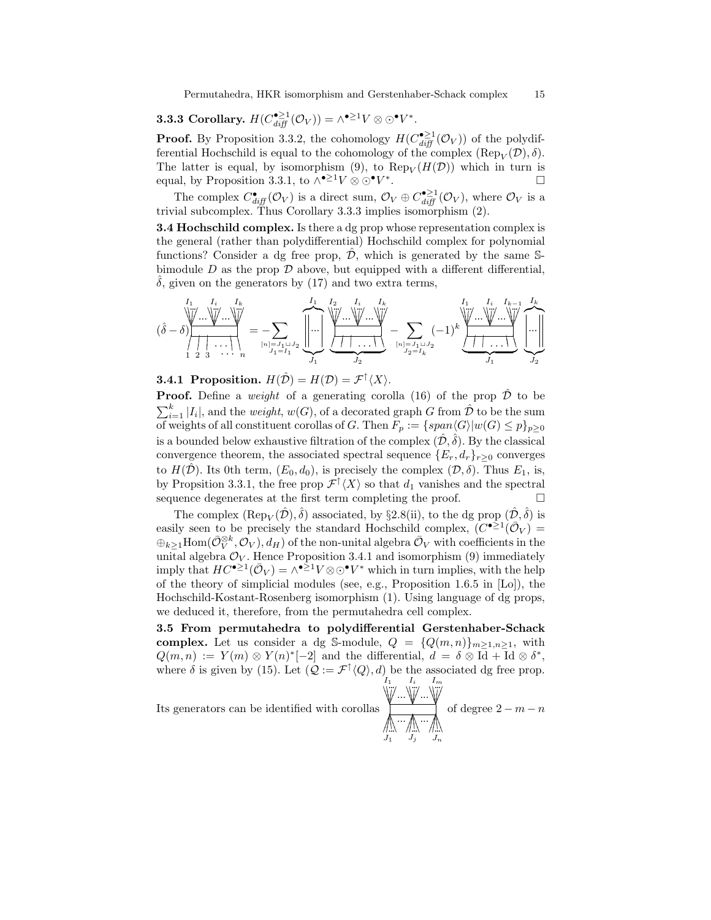**3.3.3 Corollary.** $H(C^{\bullet\geq 1}_{diff}(\mathcal{O}_V)) = \wedge^{\bullet\geq 1}V \otimes \odot^\bullet V^*$.

**Proof.** By Proposition 3.3.2, the cohomology $H(C^{\bullet\geq 1}_{diff}(\mathcal{O}_V))$ of the polydifferential Hochschild is equal to the cohomology of the complex $(\mathrm{Rep}_V(\mathcal{D}), \delta)$. The latter is equal, by isomorphism (9), to $\mathrm{Rep}_V(H(\mathcal{D}))$ which in turn is equal, by Proposition 3.3.1, to $\wedge^{\bullet\geq 1}V \otimes \odot^\bullet V^*$. □

The complex $C^\bullet_{diff}(\mathcal{O}_V)$ is a direct sum, $\mathcal{O}_V \oplus C^{\bullet\geq 1}_{diff}(\mathcal{O}_V)$, where $\mathcal{O}_V$ is a trivial subcomplex. Thus Corollary 3.3.3 implies isomorphism (2).

**3.4 Hochschild complex.** Is there a dg prop whose representation complex is the general (rather than polydifferential) Hochschild complex for polynomial functions? Consider a dg free prop, $\hat{\mathcal{D}}$, which is generated by the same $\mathbb{S}$-bimodule $D$ as the prop $\mathcal{D}$ above, but equipped with a different differential, $\hat{\delta}$, given on the generators by (17) and two extra terms,

$$(\hat\delta - \delta)\left[\text{corolla } I_1,\ldots,I_i,\ldots,I_k;\ 1,2,3,\ldots,n\right] = -\sum_{\substack{[n]=J_1\sqcup J_2\\ J_1=I_1}} \left[\text{lines } I_1 \text{ over } J_1\right]\left[\text{corolla } I_2,\ldots,I_i,\ldots,I_k;\ J_2\right] - \sum_{\substack{[n]=J_1\sqcup J_2\\ J_2=I_k}} (-1)^k \left[\text{corolla } I_1,\ldots,I_i,\ldots,I_{k-1};\ J_1\right]\left[\text{lines } I_k \text{ over } J_2\right]$$

**3.4.1 Proposition.** $H(\hat{\mathcal{D}}) = H(\mathcal{D}) = \mathcal{F}^\uparrow\langle X\rangle$.

**Proof.** Define a *weight* of a generating corolla (16) of the prop $\hat{\mathcal{D}}$ to be $\sum_{i=1}^k |I_i|$, and the *weight*, $w(G)$, of a decorated graph $G$ from $\hat{\mathcal{D}}$ to be the sum of weights of all constituent corollas of $G$. Then $F_p := \{span\langle G\rangle | w(G) \leq p\}_{p\geq 0}$ is a bounded below exhaustive filtration of the complex $(\hat{\mathcal{D}}, \hat{\delta})$. By the classical convergence theorem, the associated spectral sequence $\{E_r, d_r\}_{r\geq 0}$ converges to $H(\hat{\mathcal{D}})$. Its 0th term, $(E_0, d_0)$, is precisely the complex $(\mathcal{D}, \delta)$. Thus $E_1$, is, by Propsition 3.3.1, the free prop $\mathcal{F}^\uparrow\langle X\rangle$ so that $d_1$ vanishes and the spectral sequence degenerates at the first term completing the proof. □

The complex $(\mathrm{Rep}_V(\hat{\mathcal{D}}), \hat{\delta})$ associated, by §2.8(ii), to the dg prop $(\hat{\mathcal{D}}, \hat{\delta})$ is easily seen to be precisely the standard Hochschild complex, $(C^{\bullet\geq 1}(\bar{\mathcal{O}}_V) = \oplus_{k\geq 1}\mathrm{Hom}(\bar{\mathcal{O}}_V^{\otimes k}, \mathcal{O}_V), d_H)$ of the non-unital algebra $\bar{\mathcal{O}}_V$ with coefficients in the unital algebra $\mathcal{O}_V$. Hence Proposition 3.4.1 and isomorphism (9) immediately imply that $HC^{\bullet\geq 1}(\bar{\mathcal{O}}_V) = \wedge^{\bullet\geq 1}V \otimes \odot^\bullet V^*$ which in turn implies, with the help of the theory of simplicial modules (see, e.g., Proposition 1.6.5 in [Lo]), the Hochschild-Kostant-Rosenberg isomorphism (1). Using language of dg props, we deduced it, therefore, from the permutahedra cell complex.

**3.5 From permutahedra to polydifferential Gerstenhaber-Schack complex.** Let us consider a dg $\mathbb{S}$-module, $Q = \{Q(m,n)\}_{m\geq 1, n\geq 1}$, with $Q(m,n) := Y(m) \otimes Y(n)^*[-2]$ and the differential, $d = \delta \otimes \mathrm{Id} + \mathrm{Id} \otimes \delta^*$, where $\delta$ is given by (15). Let $(\mathcal{Q} := \mathcal{F}^\uparrow\langle Q\rangle, d)$ be the associated dg free prop. Its generators can be identified with corollas [corolla with inputs $I_1,\ldots,I_i,\ldots,I_m$ and outputs $J_1,\ldots,J_j,\ldots,J_n$] of degree $2-m-n$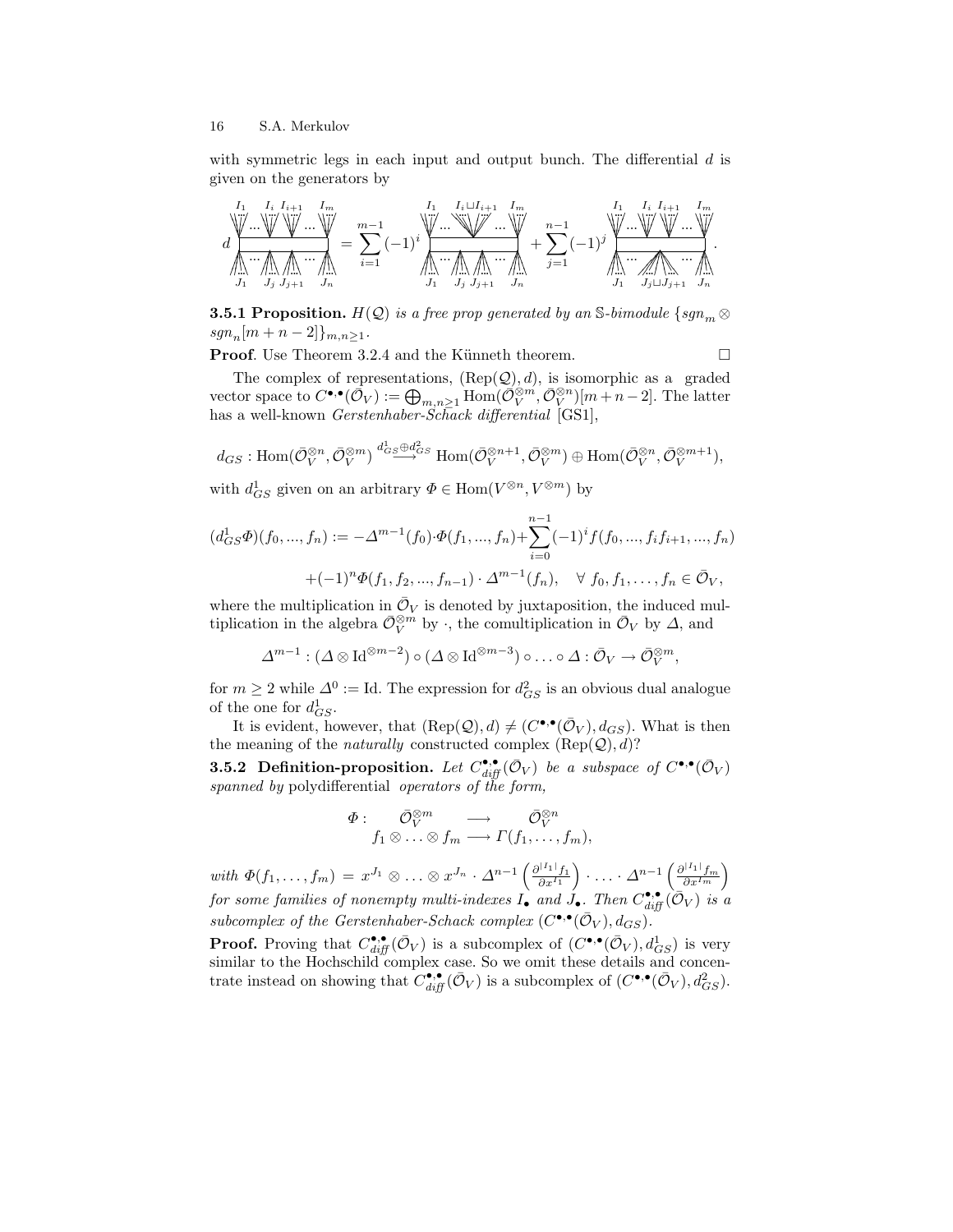with symmetric legs in each input and output bunch. The differential $d$ is given on the generators by

$$d \left(\text{corolla with inputs } I_1,\ldots,I_i, I_{i+1},\ldots,I_m \text{ and outputs } J_1,\ldots,J_j,J_{j+1},\ldots,J_n\right) = \sum_{i=1}^{m-1}(-1)^i \left(\text{graph with inputs } I_1,\ldots,I_i\sqcup I_{i+1},\ldots,I_m \text{ and outputs } J_1,\ldots,J_j,J_{j+1},\ldots,J_n\right) + \sum_{j=1}^{n-1}(-1)^j \left(\text{graph with inputs } I_1,\ldots,I_i,I_{i+1},\ldots,I_m \text{ and outputs } J_1,\ldots,J_j\sqcup J_{j+1},\ldots,J_n\right).$$

**3.5.1 Proposition.** *$H(\mathcal{Q})$ is a free prop generated by an $\mathbb{S}$-bimodule $\{sgn_m \otimes sgn_n[m+n-2]\}_{m,n\geq 1}$.*

**Proof**. Use Theorem 3.2.4 and the Künneth theorem. $\square$

The complex of representations, $(\mathrm{Rep}(\mathcal{Q}), d)$, is isomorphic as a graded vector space to $C^{\bullet,\bullet}(\bar{\mathcal{O}}_V) := \bigoplus_{m,n\geq 1} \mathrm{Hom}(\bar{\mathcal{O}}_V^{\otimes m}, \bar{\mathcal{O}}_V^{\otimes n})[m+n-2]$. The latter has a well-known *Gerstenhaber-Schack differential* [GS1],

$$d_{GS} : \mathrm{Hom}(\bar{\mathcal{O}}_V^{\otimes n}, \bar{\mathcal{O}}_V^{\otimes m}) \stackrel{d^1_{GS}\oplus d^2_{GS}}{\longrightarrow} \mathrm{Hom}(\bar{\mathcal{O}}_V^{\otimes n+1}, \bar{\mathcal{O}}_V^{\otimes m}) \oplus \mathrm{Hom}(\bar{\mathcal{O}}_V^{\otimes n}, \bar{\mathcal{O}}_V^{\otimes m+1}),$$

with $d^1_{GS}$ given on an arbitrary $\Phi \in \mathrm{Hom}(V^{\otimes n}, V^{\otimes m})$ by

$$(d^1_{GS}\Phi)(f_0, ..., f_n) := -\Delta^{m-1}(f_0)\cdot\Phi(f_1, ..., f_n) + \sum_{i=0}^{n-1}(-1)^i f(f_0, ..., f_i f_{i+1}, ..., f_n)$$
$$+(-1)^n \Phi(f_1, f_2, ..., f_{n-1}) \cdot \Delta^{m-1}(f_n), \quad \forall\ f_0, f_1, \ldots, f_n \in \bar{\mathcal{O}}_V,$$

where the multiplication in $\bar{\mathcal{O}}_V$ is denoted by juxtaposition, the induced multiplication in the algebra $\bar{\mathcal{O}}_V^{\otimes m}$ by $\cdot$, the comultiplication in $\bar{\mathcal{O}}_V$ by $\Delta$, and

$$\Delta^{m-1} : (\Delta \otimes \mathrm{Id}^{\otimes m-2}) \circ (\Delta \otimes \mathrm{Id}^{\otimes m-3}) \circ \ldots \circ \Delta : \bar{\mathcal{O}}_V \to \bar{\mathcal{O}}_V^{\otimes m},$$

for $m \geq 2$ while $\Delta^0 := \mathrm{Id}$. The expression for $d^2_{GS}$ is an obvious dual analogue of the one for $d^1_{GS}$.

It is evident, however, that $(\mathrm{Rep}(\mathcal{Q}), d) \neq (C^{\bullet,\bullet}(\bar{\mathcal{O}}_V), d_{GS})$. What is then the meaning of the *naturally* constructed complex $(\mathrm{Rep}(\mathcal{Q}), d)$?

**3.5.2 Definition-proposition.** *Let $C^{\bullet,\bullet}_{diff}(\bar{\mathcal{O}}_V)$ be a subspace of $C^{\bullet,\bullet}(\bar{\mathcal{O}}_V)$ spanned by* polydifferential *operators of the form,*

$$\begin{array}{rccc} \Phi : & \bar{\mathcal{O}}_V^{\otimes m} & \longrightarrow & \bar{\mathcal{O}}_V^{\otimes n} \\ & f_1 \otimes \ldots \otimes f_m & \longrightarrow & \Gamma(f_1, \ldots, f_m), \end{array}$$

*with* $\Phi(f_1, \ldots, f_m) = x^{J_1} \otimes \ldots \otimes x^{J_n} \cdot \Delta^{n-1}\left(\frac{\partial^{|I_1|} f_1}{\partial x^{I_1}}\right) \cdot \ldots \cdot \Delta^{n-1}\left(\frac{\partial^{|I_1|} f_m}{\partial x^{I_m}}\right)$ *for some families of nonempty multi-indexes $I_\bullet$ and $J_\bullet$. Then $C^{\bullet,\bullet}_{diff}(\bar{\mathcal{O}}_V)$ is a subcomplex of the Gerstenhaber-Schack complex $(C^{\bullet,\bullet}(\bar{\mathcal{O}}_V), d_{GS})$.*

**Proof.** Proving that $C^{\bullet,\bullet}_{diff}(\bar{\mathcal{O}}_V)$ is a subcomplex of $(C^{\bullet,\bullet}(\bar{\mathcal{O}}_V), d^1_{GS})$ is very similar to the Hochschild complex case. So we omit these details and concentrate instead on showing that $C^{\bullet,\bullet}_{diff}(\bar{\mathcal{O}}_V)$ is a subcomplex of $(C^{\bullet,\bullet}(\bar{\mathcal{O}}_V), d^2_{GS})$.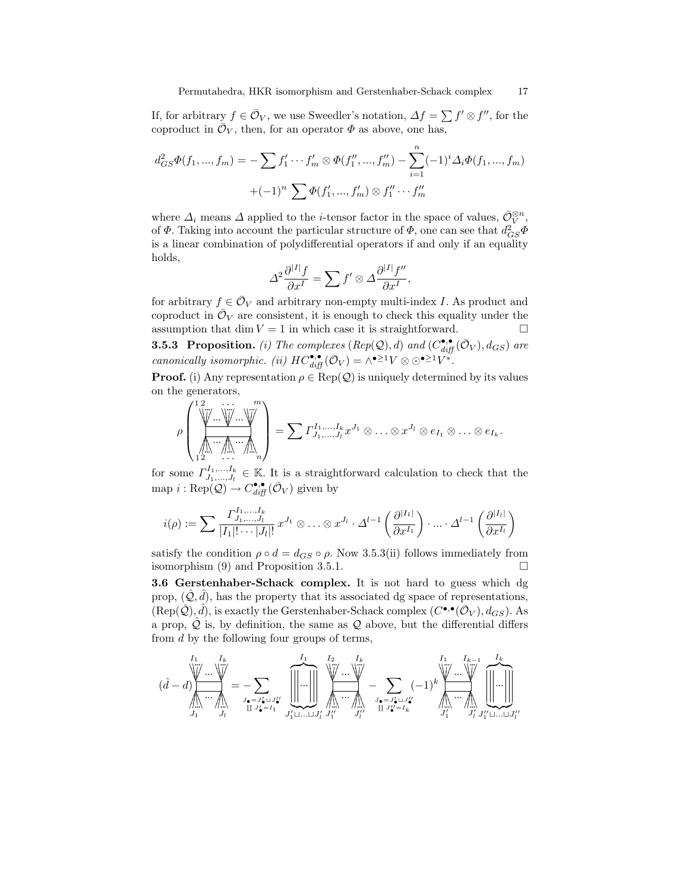If, for arbitrary $f \in \bar{\mathcal{O}}_V$, we use Sweedler's notation, $\Delta f = \sum f' \otimes f''$, for the coproduct in $\bar{\mathcal{O}}_V$, then, for an operator $\Phi$ as above, one has,

$$
\begin{aligned}
d^2_{GS}\Phi(f_1, ..., f_m) = &-\sum f'_1 \cdots f'_m \otimes \Phi(f''_1, ..., f''_m) - \sum_{i=1}^{n} (-1)^i \Delta_i \Phi(f_1, ..., f_m) \\
&+(-1)^n \sum \Phi(f'_1, ..., f'_m) \otimes f''_1 \cdots f''_m
\end{aligned}
$$

where $\Delta_i$ means $\Delta$ applied to the $i$-tensor factor in the space of values, $\bar{\mathcal{O}}_V^{\otimes n}$, of $\Phi$. Taking into account the particular structure of $\Phi$, one can see that $d^2_{GS}\Phi$ is a linear combination of polydifferential operators if and only if an equality holds,

$$
\Delta^2 \frac{\partial^{|I|} f}{\partial x^I} = \sum f' \otimes \Delta \frac{\partial^{|I|} f''}{\partial x^I},
$$

for arbitrary $f \in \bar{\mathcal{O}}_V$ and arbitrary non-empty multi-index $I$. As product and coproduct in $\bar{\mathcal{O}}_V$ are consistent, it is enough to check this equality under the assumption that $\dim V = 1$ in which case it is straightforward. □

**3.5.3 Proposition.** *(i) The complexes $(Rep(\mathcal{Q}), d)$ and $(C^{\bullet,\bullet}_{diff}(\bar{\mathcal{O}}_V), d_{GS})$ are canonically isomorphic. (ii) $HC^{\bullet,\bullet}_{diff}(\bar{\mathcal{O}}_V) = \wedge^{\bullet \geq 1} V \otimes \odot^{\bullet \geq 1} V^*$.*

**Proof.** (i) Any representation $\rho \in \mathrm{Rep}(\mathcal{Q})$ is uniquely determined by its values on the generators,

$$
\rho\left(\text{[generator with inputs } 1,2,\ldots,n \text{ and outputs } 1,2,\ldots,m]\right) = \sum \Gamma^{I_1,...,I_k}_{J_1,...,J_l} x^{J_1} \otimes \ldots \otimes x^{J_l} \otimes e_{I_1} \otimes \ldots \otimes e_{I_k}.
$$

for some $\Gamma^{I_1,...,I_k}_{J_1,...,J_l} \in \mathbb{K}$. It is a straightforward calculation to check that the map $i : \mathrm{Rep}(\mathcal{Q}) \to C^{\bullet,\bullet}_{diff}(\bar{\mathcal{O}}_V)$ given by

$$
i(\rho) := \sum \frac{\Gamma^{I_1,...,I_k}_{J_1,...,J_l}}{|I_1|! \cdots |J_l|!} x^{J_1} \otimes \ldots \otimes x^{J_l} \cdot \Delta^{l-1}\left(\frac{\partial^{|I_1|}}{\partial x^{I_1}}\right) \cdot ... \cdot \Delta^{l-1}\left(\frac{\partial^{|I_l|}}{\partial x^{I_l}}\right)
$$

satisfy the condition $\rho \circ d = d_{GS} \circ \rho$. Now 3.5.3(ii) follows immediately from isomorphism (9) and Proposition 3.5.1. □

**3.6 Gerstenhaber-Schack complex.** It is not hard to guess which dg prop, $(\hat{\mathcal{Q}}, \hat{d})$, has the property that its associated dg space of representations, $(\mathrm{Rep}(\hat{\mathcal{Q}}), \hat{d})$, is exactly the Gerstenhaber-Schack complex $(C^{\bullet,\bullet}(\bar{\mathcal{O}}_V), d_{GS})$. As a prop, $\hat{\mathcal{Q}}$ is, by definition, the same as $\mathcal{Q}$ above, but the differential differs from $d$ by the following four groups of terms,

$$
(\hat{d} - d)\left[\text{generator } {}^{I_1 \ldots I_k}_{J_1 \ldots J_l}\right] = -\sum_{\substack{J_\bullet = J'_\bullet \sqcup J''_\bullet \\ \coprod J'_\bullet = I_1}} \left[\text{corolla } I_1 \text{ over } J'_1 \sqcup \ldots \sqcup J'_l\right] \left[\text{generator } {}^{I_2 \ldots I_k}_{J''_1 \ldots J''_l}\right] - \sum_{\substack{J_\bullet = J'_\bullet \sqcup J''_\bullet \\ \coprod J''_\bullet = I_k}} (-1)^k \left[\text{generator } {}^{I_1 \ldots I_{k-1}}_{J'_1 \ldots J'_l}\right] \left[\text{corolla } I_k \text{ over } J''_1 \sqcup \ldots \sqcup J''_l\right]
$$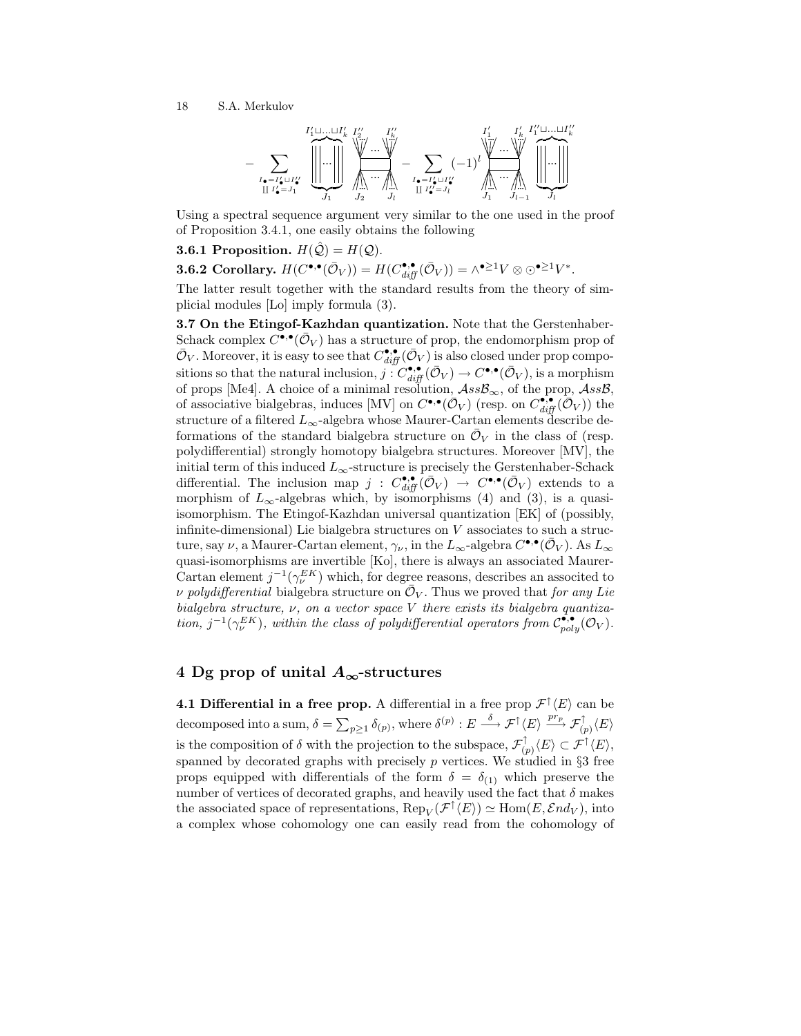$$- \sum_{\substack{I_\bullet = I'_\bullet \sqcup I''_\bullet \\ \coprod I'_\bullet = J_1}} \quad \text{(graph)} \quad - \sum_{\substack{I_\bullet = I'_\bullet \sqcup I''_\bullet \\ \coprod I''_\bullet = J_l}} (-1)^l \quad \text{(graph)}$$

Using a spectral sequence argument very similar to the one used in the proof of Proposition 3.4.1, one easily obtains the following

**3.6.1 Proposition.** $H(\hat{\mathcal{Q}}) = H(\mathcal{Q})$.

**3.6.2 Corollary.** $H(C^{\bullet,\bullet}(\bar{\mathcal{O}}_V)) = H(C^{\bullet,\bullet}_{diff}(\bar{\mathcal{O}}_V)) = \wedge^{\bullet \geq 1} V \otimes \odot^{\bullet \geq 1} V^*$.

The latter result together with the standard results from the theory of simplicial modules [Lo] imply formula (3).

**3.7 On the Etingof-Kazhdan quantization.** Note that the Gerstenhaber-Schack complex $C^{\bullet,\bullet}(\bar{\mathcal{O}}_V)$ has a structure of prop, the endomorphism prop of $\bar{\mathcal{O}}_V$. Moreover, it is easy to see that $C^{\bullet,\bullet}_{diff}(\bar{\mathcal{O}}_V)$ is also closed under prop compositions so that the natural inclusion, $j : C^{\bullet,\bullet}_{diff}(\bar{\mathcal{O}}_V) \to C^{\bullet,\bullet}(\bar{\mathcal{O}}_V)$, is a morphism of props [Me4]. A choice of a minimal resolution, $\mathcal{A}ss\mathcal{B}_\infty$, of the prop, $\mathcal{A}ss\mathcal{B}$, of associative bialgebras, induces [MV] on $C^{\bullet,\bullet}(\bar{\mathcal{O}}_V)$ (resp. on $C^{\bullet,\bullet}_{diff}(\bar{\mathcal{O}}_V)$) the structure of a filtered $L_\infty$-algebra whose Maurer-Cartan elements describe deformations of the standard bialgebra structure on $\bar{\mathcal{O}}_V$ in the class of (resp. polydifferential) strongly homotopy bialgebra structures. Moreover [MV], the initial term of this induced $L_\infty$-structure is precisely the Gerstenhaber-Schack differential. The inclusion map $j : C^{\bullet,\bullet}_{diff}(\bar{\mathcal{O}}_V) \to C^{\bullet,\bullet}(\bar{\mathcal{O}}_V)$ extends to a morphism of $L_\infty$-algebras which, by isomorphisms (4) and (3), is a quasi-isomorphism. The Etingof-Kazhdan universal quantization [EK] of (possibly, infinite-dimensional) Lie bialgebra structures on $V$ associates to such a structure, say $\nu$, a Maurer-Cartan element, $\gamma_\nu$, in the $L_\infty$-algebra $C^{\bullet,\bullet}(\bar{\mathcal{O}}_V)$. As $L_\infty$ quasi-isomorphisms are invertible [Ko], there is always an associated Maurer-Cartan element $j^{-1}(\gamma^{EK}_\nu)$ which, for degree reasons, describes an associted to $\nu$ *polydifferential* bialgebra structure on $\bar{\mathcal{O}}_V$. Thus we proved that *for any Lie bialgebra structure, $\nu$, on a vector space $V$ there exists its bialgebra quantization, $j^{-1}(\gamma^{EK}_\nu)$, within the class of polydifferential operators from $\mathcal{C}^{\bullet,\bullet}_{poly}(\mathcal{O}_V)$.*

## 4 Dg prop of unital $A_\infty$-structures

**4.1 Differential in a free prop.** A differential in a free prop $\mathcal{F}^\uparrow\langle E\rangle$ can be decomposed into a sum, $\delta = \sum_{p\geq 1} \delta_{(p)}$, where $\delta^{(p)} : E \xrightarrow{\delta} \mathcal{F}^\uparrow\langle E\rangle \xrightarrow{pr_p} \mathcal{F}^\uparrow_{(p)}\langle E\rangle$ is the composition of $\delta$ with the projection to the subspace, $\mathcal{F}^\uparrow_{(p)}\langle E\rangle \subset \mathcal{F}^\uparrow\langle E\rangle$, spanned by decorated graphs with precisely $p$ vertices. We studied in §3 free props equipped with differentials of the form $\delta = \delta_{(1)}$ which preserve the number of vertices of decorated graphs, and heavily used the fact that $\delta$ makes the associated space of representations, $\mathrm{Rep}_V(\mathcal{F}^\uparrow\langle E\rangle) \simeq \mathrm{Hom}(E, \mathcal{E}nd_V)$, into a complex whose cohomology one can easily read from the cohomology of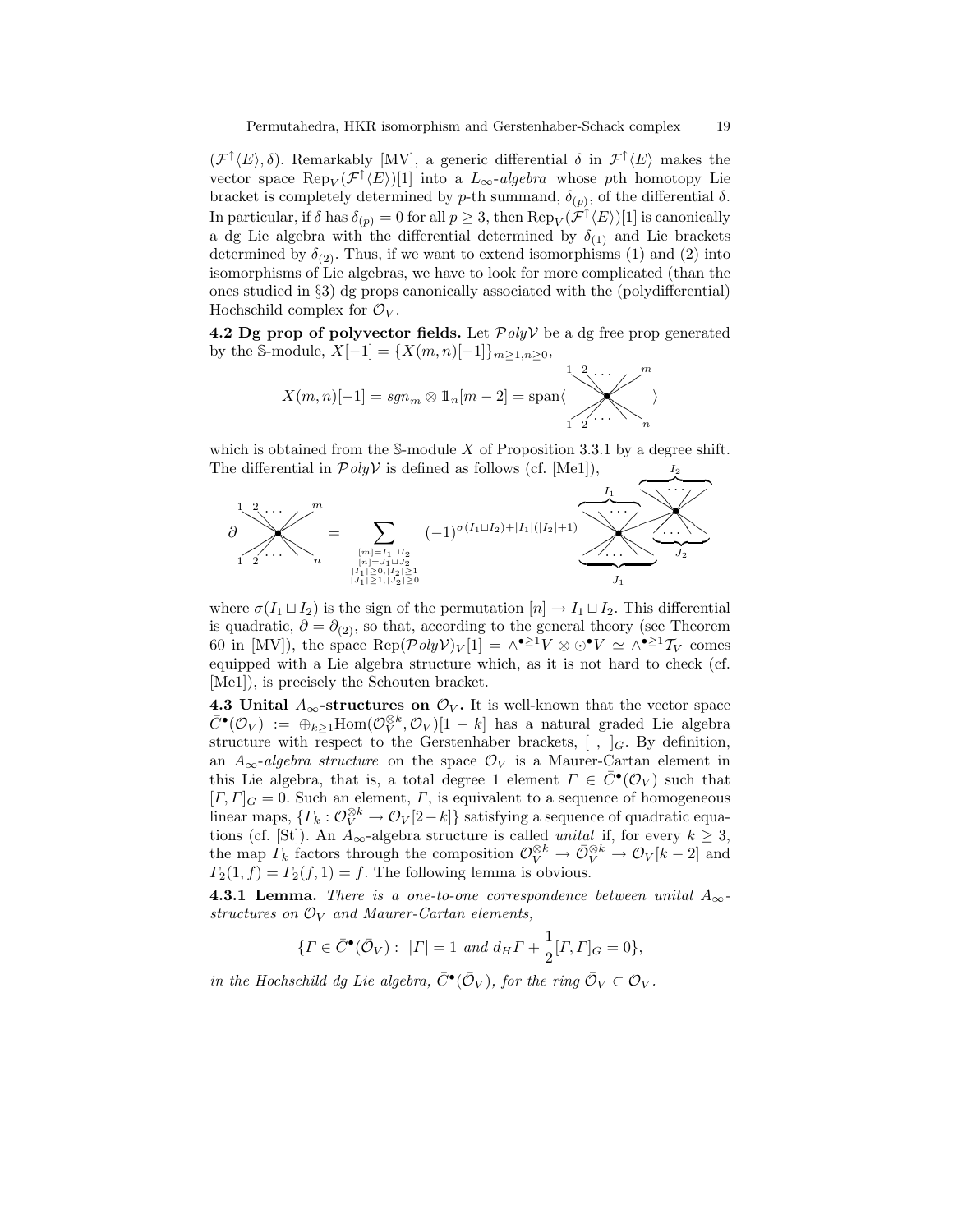$(\mathcal{F}^\uparrow\langle E\rangle, \delta)$. Remarkably [MV], a generic differential $\delta$ in $\mathcal{F}^\uparrow\langle E\rangle$ makes the vector space $\mathrm{Rep}_V(\mathcal{F}^\uparrow\langle E\rangle)[1]$ into a $L_\infty$-*algebra* whose $p$th homotopy Lie bracket is completely determined by $p$-th summand, $\delta_{(p)}$, of the differential $\delta$. In particular, if $\delta$ has $\delta_{(p)} = 0$ for all $p \geq 3$, then $\mathrm{Rep}_V(\mathcal{F}^\uparrow\langle E\rangle)[1]$ is canonically a dg Lie algebra with the differential determined by $\delta_{(1)}$ and Lie brackets determined by $\delta_{(2)}$. Thus, if we want to extend isomorphisms (1) and (2) into isomorphisms of Lie algebras, we have to look for more complicated (than the ones studied in §3) dg props canonically associated with the (polydifferential) Hochschild complex for $\mathcal{O}_V$.

**4.2 Dg prop of polyvector fields.** Let $\mathcal{P}oly\mathcal{V}$ be a dg free prop generated by the $\mathbb{S}$-module, $X[-1] = \{X(m,n)[-1]\}_{m\geq 1, n\geq 0}$,

$$X(m,n)[-1] = sgn_m \otimes 1\!\!1_n[m-2] = \mathrm{span}\langle \begin{array}{c} \overbrace{1\ 2 \ \ldots\ m}^{} \\ \bullet \\ 1\ 2\ \ldots\ n \end{array} \rangle$$

which is obtained from the $\mathbb{S}$-module $X$ of Proposition 3.3.1 by a degree shift. The differential in $\mathcal{P}oly\mathcal{V}$ is defined as follows (cf. [Me1]),

$$\partial \begin{array}{c} 1\ 2 \ \ldots\ m \\ \bullet \\ 1\ 2\ \ldots\ n \end{array} = \sum_{\substack{[m]=I_1\sqcup I_2 \\ [n]=J_1\sqcup J_2 \\ |I_1|\geq 0, |I_2|\geq 1 \\ |J_1|\geq 1, |J_2|\geq 0}} (-1)^{\sigma(I_1\sqcup I_2)+|I_1|(|I_2|+1)} \begin{array}{c} \overbrace{\ldots}^{I_1} \quad \overbrace{\ldots}^{I_2} \\ \bullet \!-\! \bullet \\ \underbrace{\ldots}_{J_1} \quad \underbrace{\ldots}_{J_2} \end{array}$$

where $\sigma(I_1 \sqcup I_2)$ is the sign of the permutation $[n] \to I_1 \sqcup I_2$. This differential is quadratic, $\partial = \partial_{(2)}$, so that, according to the general theory (see Theorem 60 in [MV]), the space $\mathrm{Rep}(\mathcal{P}oly\mathcal{V})_V[1] = \wedge^{\bullet\geq 1}V \otimes \odot^\bullet V \simeq \wedge^{\bullet\geq 1}\mathcal{T}_V$ comes equipped with a Lie algebra structure which, as it is not hard to check (cf. [Me1]), is precisely the Schouten bracket.

**4.3 Unital $A_\infty$-structures on $\mathcal{O}_V$.** It is well-known that the vector space $\bar{C}^\bullet(\mathcal{O}_V) := \oplus_{k\geq 1}\mathrm{Hom}(\mathcal{O}_V^{\otimes k}, \mathcal{O}_V)[1-k]$ has a natural graded Lie algebra structure with respect to the Gerstenhaber brackets, $[\ ,\ ]_G$. By definition, an $A_\infty$-*algebra structure* on the space $\mathcal{O}_V$ is a Maurer-Cartan element in this Lie algebra, that is, a total degree 1 element $\Gamma \in \bar{C}^\bullet(\mathcal{O}_V)$ such that $[\Gamma,\Gamma]_G = 0$. Such an element, $\Gamma$, is equivalent to a sequence of homogeneous linear maps, $\{\Gamma_k : \mathcal{O}_V^{\otimes k} \to \mathcal{O}_V[2-k]\}$ satisfying a sequence of quadratic equations (cf. [St]). An $A_\infty$-algebra structure is called *unital* if, for every $k \geq 3$, the map $\Gamma_k$ factors through the composition $\mathcal{O}_V^{\otimes k} \to \bar{\mathcal{O}}_V^{\otimes k} \to \mathcal{O}_V[k-2]$ and $\Gamma_2(1,f) = \Gamma_2(f,1) = f$. The following lemma is obvious.

**4.3.1 Lemma.** *There is a one-to-one correspondence between unital $A_\infty$-structures on $\mathcal{O}_V$ and Maurer-Cartan elements,*

$$\{\Gamma \in \bar{C}^\bullet(\bar{\mathcal{O}}_V) : \ |\Gamma| = 1 \text{ and } d_H\Gamma + \frac{1}{2}[\Gamma,\Gamma]_G = 0\},$$

*in the Hochschild dg Lie algebra, $\bar{C}^\bullet(\bar{\mathcal{O}}_V)$, for the ring $\bar{\mathcal{O}}_V \subset \mathcal{O}_V$.*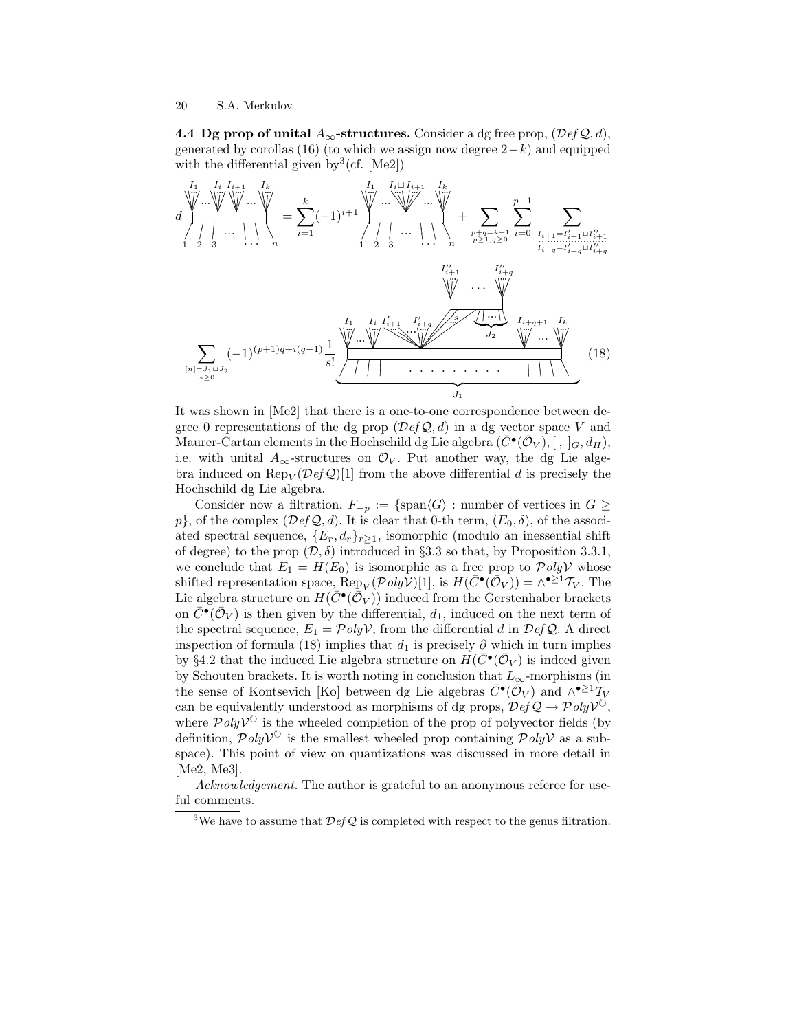**4.4 Dg prop of unital $A_\infty$-structures.** Consider a dg free prop, $(\mathcal{D}ef\,\mathcal{Q}, d)$, generated by corollas (16) (to which we assign now degree $2-k$) and equipped with the differential given by[3] (cf. [Me2])

$$
d \;\text{(corolla with inputs } 1,2,3,\ldots,n \text{ and outputs } I_1,\ldots,I_i,I_{i+1},\ldots,I_k) = \sum_{i=1}^{k}(-1)^{i+1}\;\text{(corolla with inputs } 1,2,3,\ldots,n \text{ and outputs } I_1,\ldots,I_i\sqcup I_{i+1},\ldots,I_k) + \sum_{\substack{p+q=k+1\\ p\geq 1, q\geq 0}}\sum_{i=0}^{p-1}\sum_{\substack{I_{i+1}=I'_{i+1}\sqcup I''_{i+1}\\ \cdots\cdots\cdots \\ I_{i+q}=I'_{i+q}\sqcup I''_{i+q}}}
$$

$$
\sum_{\substack{[n]=J_1\sqcup J_2\\ s\geq 0}}(-1)^{(p+1)q+i(q-1)}\frac{1}{s!}\;\text{(two-vertex graph: lower corolla with inputs } J_1 \text{ and outputs } I_1,\ldots,I_i,I'_{i+1},\ldots,I'_{i+q},I_{i+q+1},\ldots,I_k, \text{ connected by } s \text{ edges to upper corolla with inputs } J_2 \text{ and outputs } I''_{i+1},\ldots,I''_{i+q}) \tag{18}
$$

It was shown in [Me2] that there is a one-to-one correspondence between degree 0 representations of the dg prop $(\mathcal{D}ef\,\mathcal{Q}, d)$ in a dg vector space $V$ and Maurer-Cartan elements in the Hochschild dg Lie algebra $(\bar{C}^\bullet(\bar{\mathcal{O}}_V), [\,,\,]_G, d_H)$, i.e. with unital $A_\infty$-structures on $\mathcal{O}_V$. Put another way, the dg Lie algebra induced on $\mathrm{Rep}_V(\mathcal{D}ef\,\mathcal{Q})[1]$ from the above differential $d$ is precisely the Hochschild dg Lie algebra.

Consider now a filtration, $F_{-p} := \{\mathrm{span}\langle G\rangle : \text{number of vertices in } G \geq p\}$, of the complex $(\mathcal{D}ef\,\mathcal{Q}, d)$. It is clear that 0-th term, $(E_0, \delta)$, of the associated spectral sequence, $\{E_r, d_r\}_{r\geq 1}$, isomorphic (modulo an inessential shift of degree) to the prop $(\mathcal{D}, \delta)$ introduced in §3.3 so that, by Proposition 3.3.1, we conclude that $E_1 = H(E_0)$ is isomorphic as a free prop to $\mathcal{P}oly\mathcal{V}$ whose shifted representation space, $\mathrm{Rep}_V(\mathcal{P}oly\mathcal{V})[1]$, is $H(\bar{C}^\bullet(\bar{\mathcal{O}}_V)) = \wedge^{\bullet\geq 1}\mathcal{T}_V$. The Lie algebra structure on $H(\bar{C}^\bullet(\bar{\mathcal{O}}_V))$ induced from the Gerstenhaber brackets on $\bar{C}^\bullet(\bar{\mathcal{O}}_V)$ is then given by the differential, $d_1$, induced on the next term of the spectral sequence, $E_1 = \mathcal{P}oly\mathcal{V}$, from the differential $d$ in $\mathcal{D}ef\,\mathcal{Q}$. A direct inspection of formula (18) implies that $d_1$ is precisely $\partial$ which in turn implies by §4.2 that the induced Lie algebra structure on $H(\bar{C}^\bullet(\bar{\mathcal{O}}_V)$ is indeed given by Schouten brackets. It is worth noting in conclusion that $L_\infty$-morphisms (in the sense of Kontsevich [Ko] between dg Lie algebras $\bar{C}^\bullet(\bar{\mathcal{O}}_V)$ and $\wedge^{\bullet\geq 1}\mathcal{T}_V$ can be equivalently understood as morphisms of dg props, $\mathcal{D}ef\,\mathcal{Q} \to \mathcal{P}oly\mathcal{V}^\circlearrowright$, where $\mathcal{P}oly\mathcal{V}^\circlearrowright$ is the wheeled completion of the prop of polyvector fields (by definition, $\mathcal{P}oly\mathcal{V}^\circlearrowright$ is the smallest wheeled prop containing $\mathcal{P}oly\mathcal{V}$ as a subspace). This point of view on quantizations was discussed in more detail in [Me2, Me3].

*Acknowledgement.* The author is grateful to an anonymous referee for useful comments.

---

[3] We have to assume that $\mathcal{D}ef\,\mathcal{Q}$ is completed with respect to the genus filtration.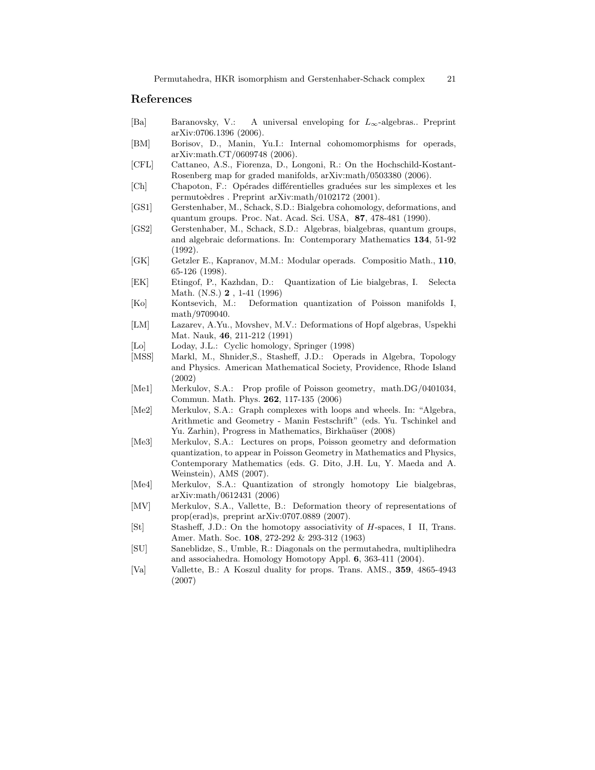## References

[Ba] Baranovsky, V.: A universal enveloping for $L_\infty$-algebras.. Preprint arXiv:0706.1396 (2006).

[BM] Borisov, D., Manin, Yu.I.: Internal cohomomorphisms for operads, arXiv:math.CT/0609748 (2006).

[CFL] Cattaneo, A.S., Fiorenza, D., Longoni, R.: On the Hochschild-Kostant-Rosenberg map for graded manifolds, arXiv:math/0503380 (2006).

[Ch] Chapoton, F.: Opérades différentielles graduées sur les simplexes et les permutoèdres . Preprint arXiv:math/0102172 (2001).

[GS1] Gerstenhaber, M., Schack, S.D.: Bialgebra cohomology, deformations, and quantum groups. Proc. Nat. Acad. Sci. USA, **87**, 478-481 (1990).

[GS2] Gerstenhaber, M., Schack, S.D.: Algebras, bialgebras, quantum groups, and algebraic deformations. In: Contemporary Mathematics **134**, 51-92 (1992).

[GK] Getzler E., Kapranov, M.M.: Modular operads. Compositio Math., **110**, 65-126 (1998).

[EK] Etingof, P., Kazhdan, D.: Quantization of Lie bialgebras, I. Selecta Math. (N.S.) **2** , 1-41 (1996)

[Ko] Kontsevich, M.: Deformation quantization of Poisson manifolds I, math/9709040.

[LM] Lazarev, A.Yu., Movshev, M.V.: Deformations of Hopf algebras, Uspekhi Mat. Nauk, **46**, 211-212 (1991)

[Lo] Loday, J.L.: Cyclic homology, Springer (1998)

[MSS] Markl, M., Shnider,S., Stasheff, J.D.: Operads in Algebra, Topology and Physics. American Mathematical Society, Providence, Rhode Island (2002)

[Me1] Merkulov, S.A.: Prop profile of Poisson geometry, math.DG/0401034, Commun. Math. Phys. **262**, 117-135 (2006)

[Me2] Merkulov, S.A.: Graph complexes with loops and wheels. In: "Algebra, Arithmetic and Geometry - Manin Festschrift" (eds. Yu. Tschinkel and Yu. Zarhin), Progress in Mathematics, Birkhaüser (2008)

[Me3] Merkulov, S.A.: Lectures on props, Poisson geometry and deformation quantization, to appear in Poisson Geometry in Mathematics and Physics, Contemporary Mathematics (eds. G. Dito, J.H. Lu, Y. Maeda and A. Weinstein), AMS (2007).

[Me4] Merkulov, S.A.: Quantization of strongly homotopy Lie bialgebras, arXiv:math/0612431 (2006)

[MV] Merkulov, S.A., Vallette, B.: Deformation theory of representations of prop(erad)s, preprint arXiv:0707.0889 (2007).

[St] Stasheff, J.D.: On the homotopy associativity of $H$-spaces, I II, Trans. Amer. Math. Soc. **108**, 272-292 & 293-312 (1963)

[SU] Saneblidze, S., Umble, R.: Diagonals on the permutahedra, multiplihedra and associahedra. Homology Homotopy Appl. **6**, 363-411 (2004).

[Va] Vallette, B.: A Koszul duality for props. Trans. AMS., **359**, 4865-4943 (2007)